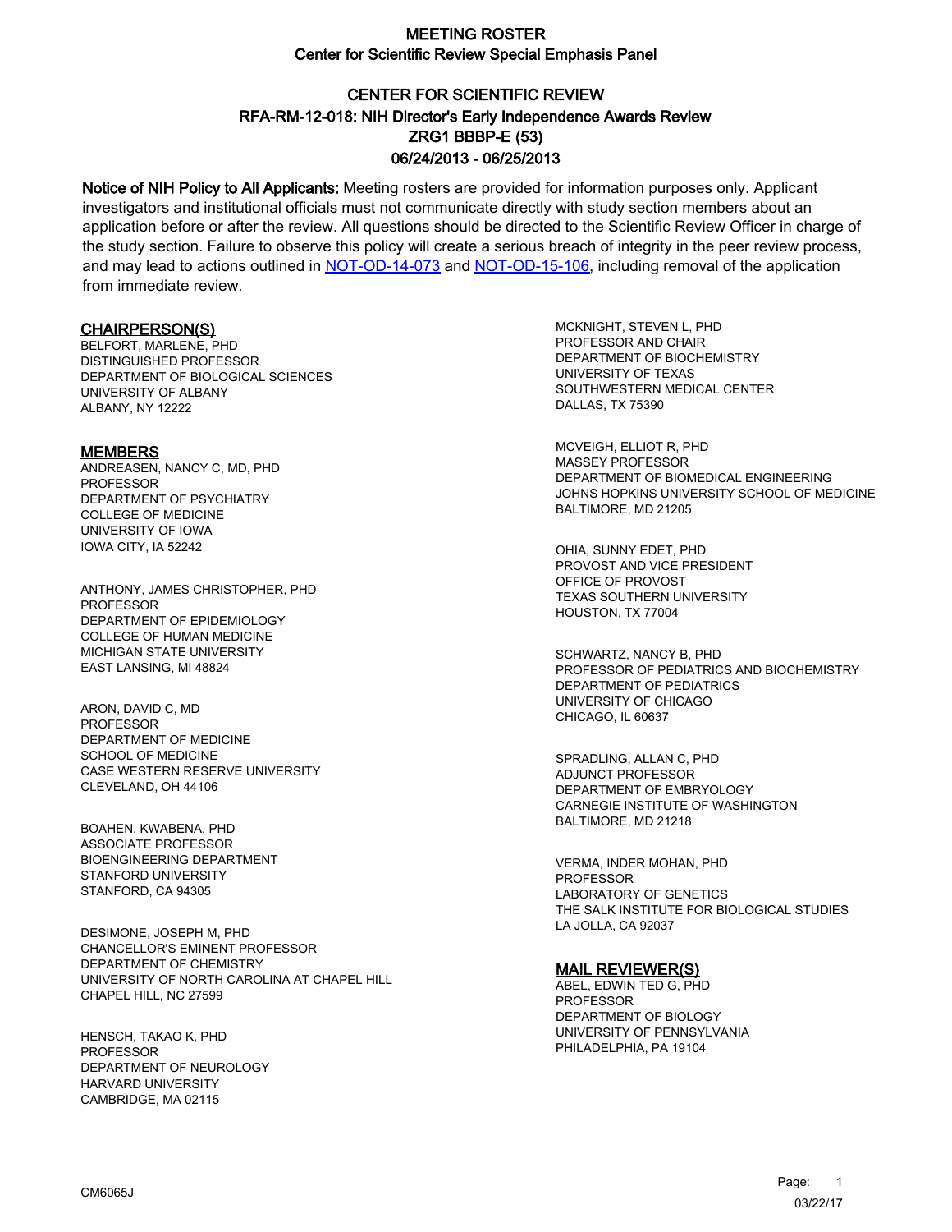# MEETING ROSTER
## Center for Scientific Review Special Emphasis Panel

## CENTER FOR SCIENTIFIC REVIEW
## RFA-RM-12-018: NIH Director's Early Independence Awards Review
## ZRG1 BBBP-E (53)
## 06/24/2013 - 06/25/2013

**Notice of NIH Policy to All Applicants:** Meeting rosters are provided for information purposes only. Applicant investigators and institutional officials must not communicate directly with study section members about an application before or after the review. All questions should be directed to the Scientific Review Officer in charge of the study section. Failure to observe this policy will create a serious breach of integrity in the peer review process, and may lead to actions outlined in NOT-OD-14-073 and NOT-OD-15-106, including removal of the application from immediate review.

### CHAIRPERSON(S)

BELFORT, MARLENE, PHD
DISTINGUISHED PROFESSOR
DEPARTMENT OF BIOLOGICAL SCIENCES
UNIVERSITY OF ALBANY
ALBANY, NY 12222

### MEMBERS

ANDREASEN, NANCY C, MD, PHD
PROFESSOR
DEPARTMENT OF PSYCHIATRY
COLLEGE OF MEDICINE
UNIVERSITY OF IOWA
IOWA CITY, IA 52242

ANTHONY, JAMES CHRISTOPHER, PHD
PROFESSOR
DEPARTMENT OF EPIDEMIOLOGY
COLLEGE OF HUMAN MEDICINE
MICHIGAN STATE UNIVERSITY
EAST LANSING, MI 48824

ARON, DAVID C, MD
PROFESSOR
DEPARTMENT OF MEDICINE
SCHOOL OF MEDICINE
CASE WESTERN RESERVE UNIVERSITY
CLEVELAND, OH 44106

BOAHEN, KWABENA, PHD
ASSOCIATE PROFESSOR
BIOENGINEERING DEPARTMENT
STANFORD UNIVERSITY
STANFORD, CA 94305

DESIMONE, JOSEPH M, PHD
CHANCELLOR'S EMINENT PROFESSOR
DEPARTMENT OF CHEMISTRY
UNIVERSITY OF NORTH CAROLINA AT CHAPEL HILL
CHAPEL HILL, NC 27599

HENSCH, TAKAO K, PHD
PROFESSOR
DEPARTMENT OF NEUROLOGY
HARVARD UNIVERSITY
CAMBRIDGE, MA 02115

MCKNIGHT, STEVEN L, PHD
PROFESSOR AND CHAIR
DEPARTMENT OF BIOCHEMISTRY
UNIVERSITY OF TEXAS
SOUTHWESTERN MEDICAL CENTER
DALLAS, TX 75390

MCVEIGH, ELLIOT R, PHD
MASSEY PROFESSOR
DEPARTMENT OF BIOMEDICAL ENGINEERING
JOHNS HOPKINS UNIVERSITY SCHOOL OF MEDICINE
BALTIMORE, MD 21205

OHIA, SUNNY EDET, PHD
PROVOST AND VICE PRESIDENT
OFFICE OF PROVOST
TEXAS SOUTHERN UNIVERSITY
HOUSTON, TX 77004

SCHWARTZ, NANCY B, PHD
PROFESSOR OF PEDIATRICS AND BIOCHEMISTRY
DEPARTMENT OF PEDIATRICS
UNIVERSITY OF CHICAGO
CHICAGO, IL 60637

SPRADLING, ALLAN C, PHD
ADJUNCT PROFESSOR
DEPARTMENT OF EMBRYOLOGY
CARNEGIE INSTITUTE OF WASHINGTON
BALTIMORE, MD 21218

VERMA, INDER MOHAN, PHD
PROFESSOR
LABORATORY OF GENETICS
THE SALK INSTITUTE FOR BIOLOGICAL STUDIES
LA JOLLA, CA 92037

### MAIL REVIEWER(S)

ABEL, EDWIN TED G, PHD
PROFESSOR
DEPARTMENT OF BIOLOGY
UNIVERSITY OF PENNSYLVANIA
PHILADELPHIA, PA 19104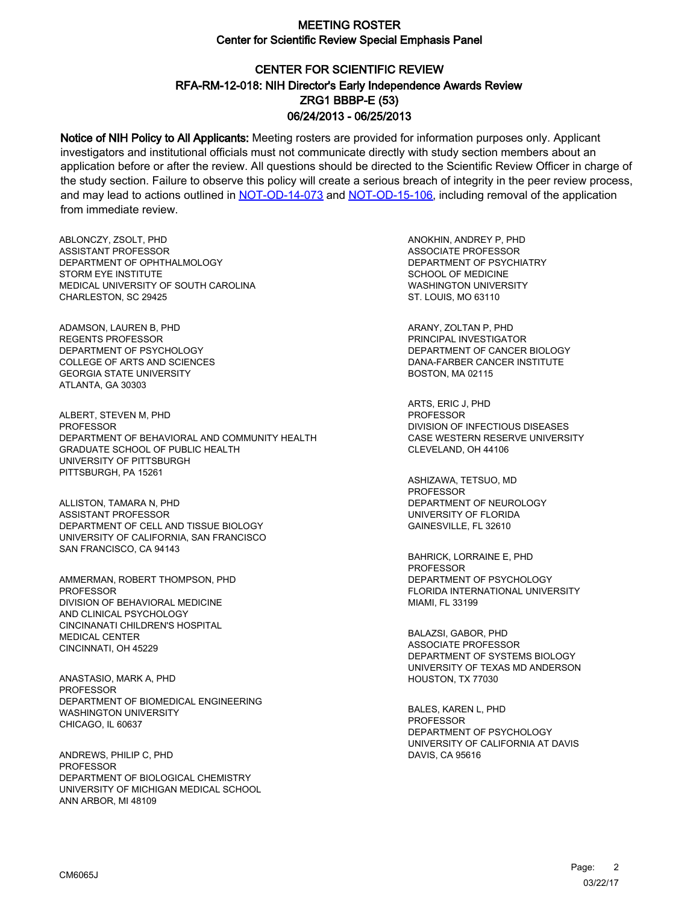# MEETING ROSTER
## Center for Scientific Review Special Emphasis Panel

## CENTER FOR SCIENTIFIC REVIEW
## RFA-RM-12-018: NIH Director's Early Independence Awards Review
## ZRG1 BBBP-E (53)
## 06/24/2013 - 06/25/2013

**Notice of NIH Policy to All Applicants:** Meeting rosters are provided for information purposes only. Applicant investigators and institutional officials must not communicate directly with study section members about an application before or after the review. All questions should be directed to the Scientific Review Officer in charge of the study section. Failure to observe this policy will create a serious breach of integrity in the peer review process, and may lead to actions outlined in NOT-OD-14-073 and NOT-OD-15-106, including removal of the application from immediate review.

ABLONCZY, ZSOLT, PHD
ASSISTANT PROFESSOR
DEPARTMENT OF OPHTHALMOLOGY
STORM EYE INSTITUTE
MEDICAL UNIVERSITY OF SOUTH CAROLINA
CHARLESTON, SC 29425

ADAMSON, LAUREN B, PHD
REGENTS PROFESSOR
DEPARTMENT OF PSYCHOLOGY
COLLEGE OF ARTS AND SCIENCES
GEORGIA STATE UNIVERSITY
ATLANTA, GA 30303

ALBERT, STEVEN M, PHD
PROFESSOR
DEPARTMENT OF BEHAVIORAL AND COMMUNITY HEALTH
GRADUATE SCHOOL OF PUBLIC HEALTH
UNIVERSITY OF PITTSBURGH
PITTSBURGH, PA 15261

ALLISTON, TAMARA N, PHD
ASSISTANT PROFESSOR
DEPARTMENT OF CELL AND TISSUE BIOLOGY
UNIVERSITY OF CALIFORNIA, SAN FRANCISCO
SAN FRANCISCO, CA 94143

AMMERMAN, ROBERT THOMPSON, PHD
PROFESSOR
DIVISION OF BEHAVIORAL MEDICINE
AND CLINICAL PSYCHOLOGY
CINCINANATI CHILDREN'S HOSPITAL
MEDICAL CENTER
CINCINNATI, OH 45229

ANASTASIO, MARK A, PHD
PROFESSOR
DEPARTMENT OF BIOMEDICAL ENGINEERING
WASHINGTON UNIVERSITY
CHICAGO, IL 60637

ANDREWS, PHILIP C, PHD
PROFESSOR
DEPARTMENT OF BIOLOGICAL CHEMISTRY
UNIVERSITY OF MICHIGAN MEDICAL SCHOOL
ANN ARBOR, MI 48109

ANOKHIN, ANDREY P, PHD
ASSOCIATE PROFESSOR
DEPARTMENT OF PSYCHIATRY
SCHOOL OF MEDICINE
WASHINGTON UNIVERSITY
ST. LOUIS, MO 63110

ARANY, ZOLTAN P, PHD
PRINCIPAL INVESTIGATOR
DEPARTMENT OF CANCER BIOLOGY
DANA-FARBER CANCER INSTITUTE
BOSTON, MA 02115

ARTS, ERIC J, PHD
PROFESSOR
DIVISION OF INFECTIOUS DISEASES
CASE WESTERN RESERVE UNIVERSITY
CLEVELAND, OH 44106

ASHIZAWA, TETSUO, MD
PROFESSOR
DEPARTMENT OF NEUROLOGY
UNIVERSITY OF FLORIDA
GAINESVILLE, FL 32610

BAHRICK, LORRAINE E, PHD
PROFESSOR
DEPARTMENT OF PSYCHOLOGY
FLORIDA INTERNATIONAL UNIVERSITY
MIAMI, FL 33199

BALAZSI, GABOR, PHD
ASSOCIATE PROFESSOR
DEPARTMENT OF SYSTEMS BIOLOGY
UNIVERSITY OF TEXAS MD ANDERSON
HOUSTON, TX 77030

BALES, KAREN L, PHD
PROFESSOR
DEPARTMENT OF PSYCHOLOGY
UNIVERSITY OF CALIFORNIA AT DAVIS
DAVIS, CA 95616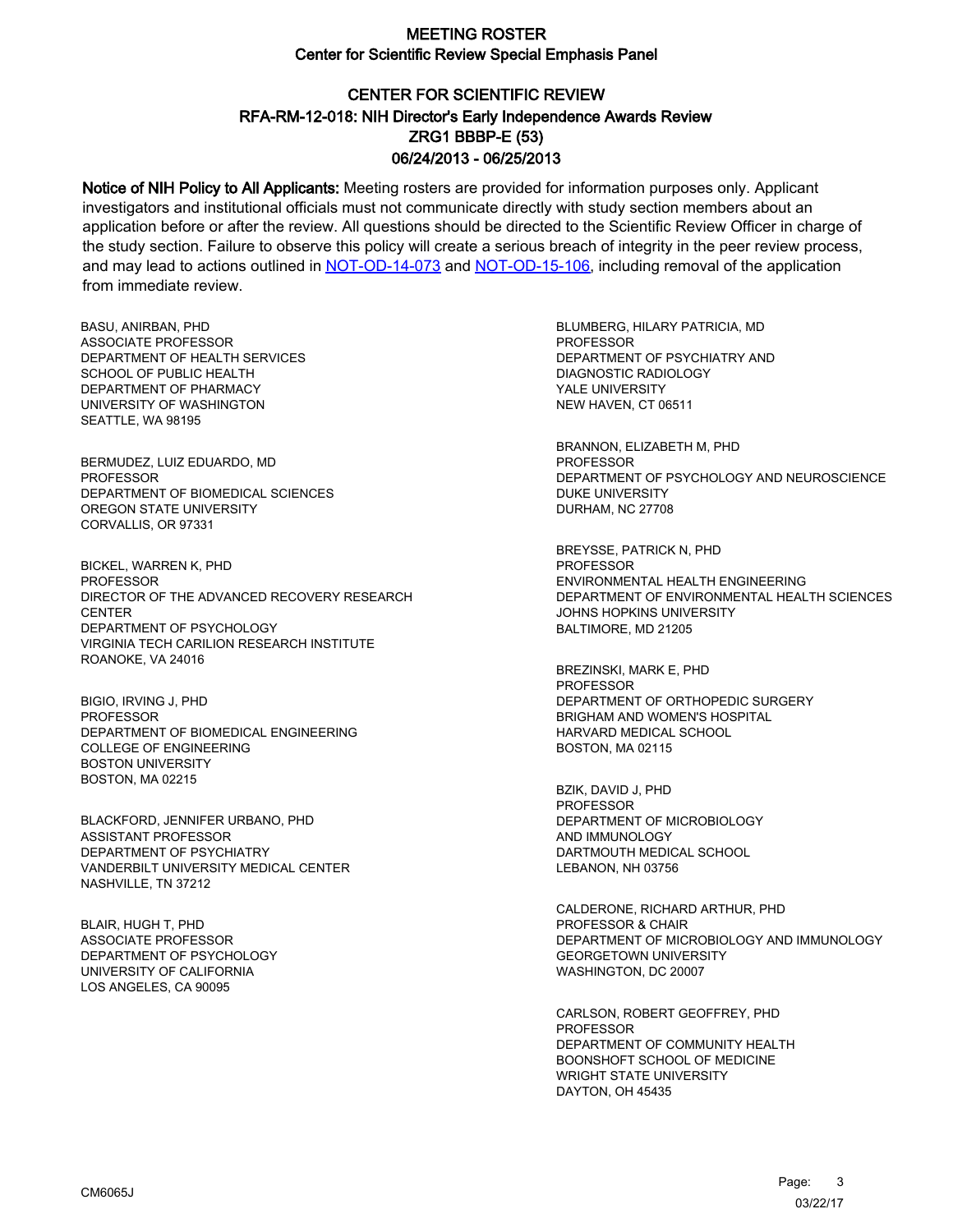# MEETING ROSTER
## Center for Scientific Review Special Emphasis Panel

## CENTER FOR SCIENTIFIC REVIEW
## RFA-RM-12-018: NIH Director's Early Independence Awards Review
## ZRG1 BBBP-E (53)
## 06/24/2013 - 06/25/2013

**Notice of NIH Policy to All Applicants:** Meeting rosters are provided for information purposes only. Applicant investigators and institutional officials must not communicate directly with study section members about an application before or after the review. All questions should be directed to the Scientific Review Officer in charge of the study section. Failure to observe this policy will create a serious breach of integrity in the peer review process, and may lead to actions outlined in NOT-OD-14-073 and NOT-OD-15-106, including removal of the application from immediate review.

BASU, ANIRBAN, PHD
ASSOCIATE PROFESSOR
DEPARTMENT OF HEALTH SERVICES
SCHOOL OF PUBLIC HEALTH
DEPARTMENT OF PHARMACY
UNIVERSITY OF WASHINGTON
SEATTLE, WA 98195

BERMUDEZ, LUIZ EDUARDO, MD
PROFESSOR
DEPARTMENT OF BIOMEDICAL SCIENCES
OREGON STATE UNIVERSITY
CORVALLIS, OR 97331

BICKEL, WARREN K, PHD
PROFESSOR
DIRECTOR OF THE ADVANCED RECOVERY RESEARCH CENTER
DEPARTMENT OF PSYCHOLOGY
VIRGINIA TECH CARILION RESEARCH INSTITUTE
ROANOKE, VA 24016

BIGIO, IRVING J, PHD
PROFESSOR
DEPARTMENT OF BIOMEDICAL ENGINEERING
COLLEGE OF ENGINEERING
BOSTON UNIVERSITY
BOSTON, MA 02215

BLACKFORD, JENNIFER URBANO, PHD
ASSISTANT PROFESSOR
DEPARTMENT OF PSYCHIATRY
VANDERBILT UNIVERSITY MEDICAL CENTER
NASHVILLE, TN 37212

BLAIR, HUGH T, PHD
ASSOCIATE PROFESSOR
DEPARTMENT OF PSYCHOLOGY
UNIVERSITY OF CALIFORNIA
LOS ANGELES, CA 90095

BLUMBERG, HILARY PATRICIA, MD
PROFESSOR
DEPARTMENT OF PSYCHIATRY AND DIAGNOSTIC RADIOLOGY
YALE UNIVERSITY
NEW HAVEN, CT 06511

BRANNON, ELIZABETH M, PHD
PROFESSOR
DEPARTMENT OF PSYCHOLOGY AND NEUROSCIENCE
DUKE UNIVERSITY
DURHAM, NC 27708

BREYSSE, PATRICK N, PHD
PROFESSOR
ENVIRONMENTAL HEALTH ENGINEERING
DEPARTMENT OF ENVIRONMENTAL HEALTH SCIENCES
JOHNS HOPKINS UNIVERSITY
BALTIMORE, MD 21205

BREZINSKI, MARK E, PHD
PROFESSOR
DEPARTMENT OF ORTHOPEDIC SURGERY
BRIGHAM AND WOMEN'S HOSPITAL
HARVARD MEDICAL SCHOOL
BOSTON, MA 02115

BZIK, DAVID J, PHD
PROFESSOR
DEPARTMENT OF MICROBIOLOGY AND IMMUNOLOGY
DARTMOUTH MEDICAL SCHOOL
LEBANON, NH 03756

CALDERONE, RICHARD ARTHUR, PHD
PROFESSOR & CHAIR
DEPARTMENT OF MICROBIOLOGY AND IMMUNOLOGY
GEORGETOWN UNIVERSITY
WASHINGTON, DC 20007

CARLSON, ROBERT GEOFFREY, PHD
PROFESSOR
DEPARTMENT OF COMMUNITY HEALTH
BOONSHOFT SCHOOL OF MEDICINE
WRIGHT STATE UNIVERSITY
DAYTON, OH 45435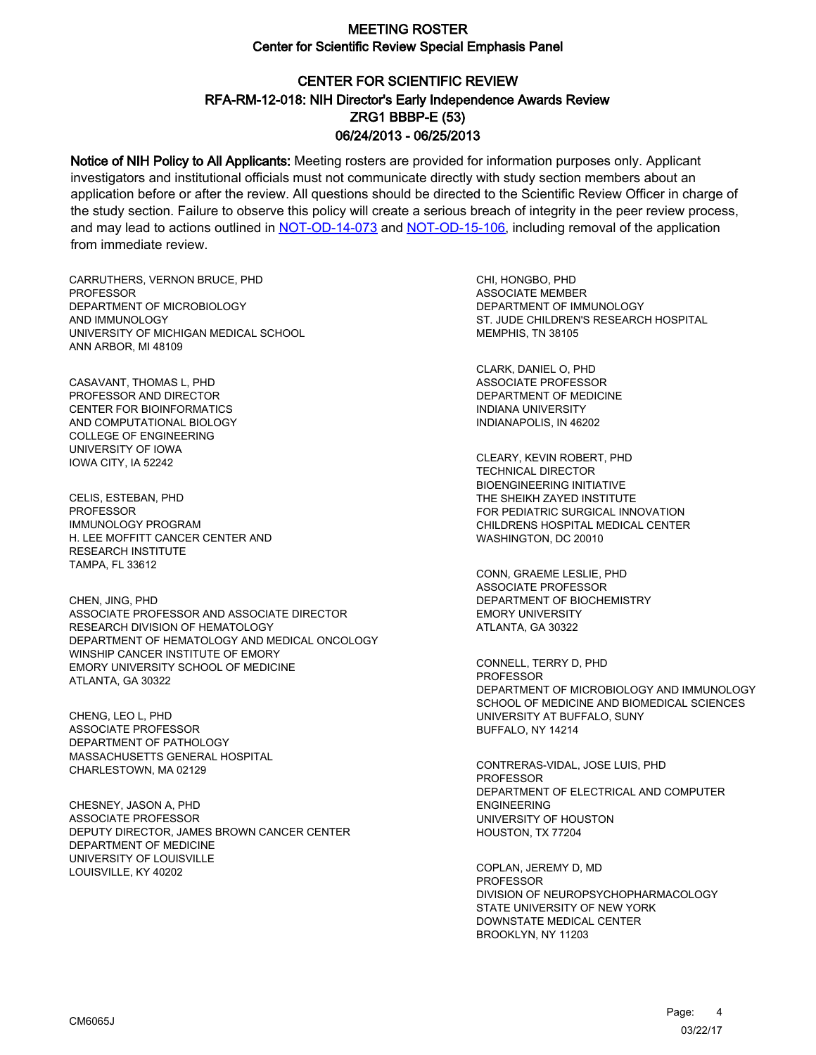# MEETING ROSTER
## Center for Scientific Review Special Emphasis Panel

## CENTER FOR SCIENTIFIC REVIEW
## RFA-RM-12-018: NIH Director's Early Independence Awards Review
## ZRG1 BBBP-E (53)
## 06/24/2013 - 06/25/2013

**Notice of NIH Policy to All Applicants:** Meeting rosters are provided for information purposes only. Applicant investigators and institutional officials must not communicate directly with study section members about an application before or after the review. All questions should be directed to the Scientific Review Officer in charge of the study section. Failure to observe this policy will create a serious breach of integrity in the peer review process, and may lead to actions outlined in [NOT-OD-14-073](NOT-OD-14-073) and [NOT-OD-15-106](NOT-OD-15-106), including removal of the application from immediate review.

CARRUTHERS, VERNON BRUCE, PHD
PROFESSOR
DEPARTMENT OF MICROBIOLOGY
AND IMMUNOLOGY
UNIVERSITY OF MICHIGAN MEDICAL SCHOOL
ANN ARBOR, MI 48109

CASAVANT, THOMAS L, PHD
PROFESSOR AND DIRECTOR
CENTER FOR BIOINFORMATICS
AND COMPUTATIONAL BIOLOGY
COLLEGE OF ENGINEERING
UNIVERSITY OF IOWA
IOWA CITY, IA 52242

CELIS, ESTEBAN, PHD
PROFESSOR
IMMUNOLOGY PROGRAM
H. LEE MOFFITT CANCER CENTER AND
RESEARCH INSTITUTE
TAMPA, FL 33612

CHEN, JING, PHD
ASSOCIATE PROFESSOR AND ASSOCIATE DIRECTOR
RESEARCH DIVISION OF HEMATOLOGY
DEPARTMENT OF HEMATOLOGY AND MEDICAL ONCOLOGY
WINSHIP CANCER INSTITUTE OF EMORY
EMORY UNIVERSITY SCHOOL OF MEDICINE
ATLANTA, GA 30322

CHENG, LEO L, PHD
ASSOCIATE PROFESSOR
DEPARTMENT OF PATHOLOGY
MASSACHUSETTS GENERAL HOSPITAL
CHARLESTOWN, MA 02129

CHESNEY, JASON A, PHD
ASSOCIATE PROFESSOR
DEPUTY DIRECTOR, JAMES BROWN CANCER CENTER
DEPARTMENT OF MEDICINE
UNIVERSITY OF LOUISVILLE
LOUISVILLE, KY 40202

CHI, HONGBO, PHD
ASSOCIATE MEMBER
DEPARTMENT OF IMMUNOLOGY
ST. JUDE CHILDREN'S RESEARCH HOSPITAL
MEMPHIS, TN 38105

CLARK, DANIEL O, PHD
ASSOCIATE PROFESSOR
DEPARTMENT OF MEDICINE
INDIANA UNIVERSITY
INDIANAPOLIS, IN 46202

CLEARY, KEVIN ROBERT, PHD
TECHNICAL DIRECTOR
BIOENGINEERING INITIATIVE
THE SHEIKH ZAYED INSTITUTE
FOR PEDIATRIC SURGICAL INNOVATION
CHILDRENS HOSPITAL MEDICAL CENTER
WASHINGTON, DC 20010

CONN, GRAEME LESLIE, PHD
ASSOCIATE PROFESSOR
DEPARTMENT OF BIOCHEMISTRY
EMORY UNIVERSITY
ATLANTA, GA 30322

CONNELL, TERRY D, PHD
PROFESSOR
DEPARTMENT OF MICROBIOLOGY AND IMMUNOLOGY
SCHOOL OF MEDICINE AND BIOMEDICAL SCIENCES
UNIVERSITY AT BUFFALO, SUNY
BUFFALO, NY 14214

CONTRERAS-VIDAL, JOSE LUIS, PHD
PROFESSOR
DEPARTMENT OF ELECTRICAL AND COMPUTER
ENGINEERING
UNIVERSITY OF HOUSTON
HOUSTON, TX 77204

COPLAN, JEREMY D, MD
PROFESSOR
DIVISION OF NEUROPSYCHOPHARMACOLOGY
STATE UNIVERSITY OF NEW YORK
DOWNSTATE MEDICAL CENTER
BROOKLYN, NY 11203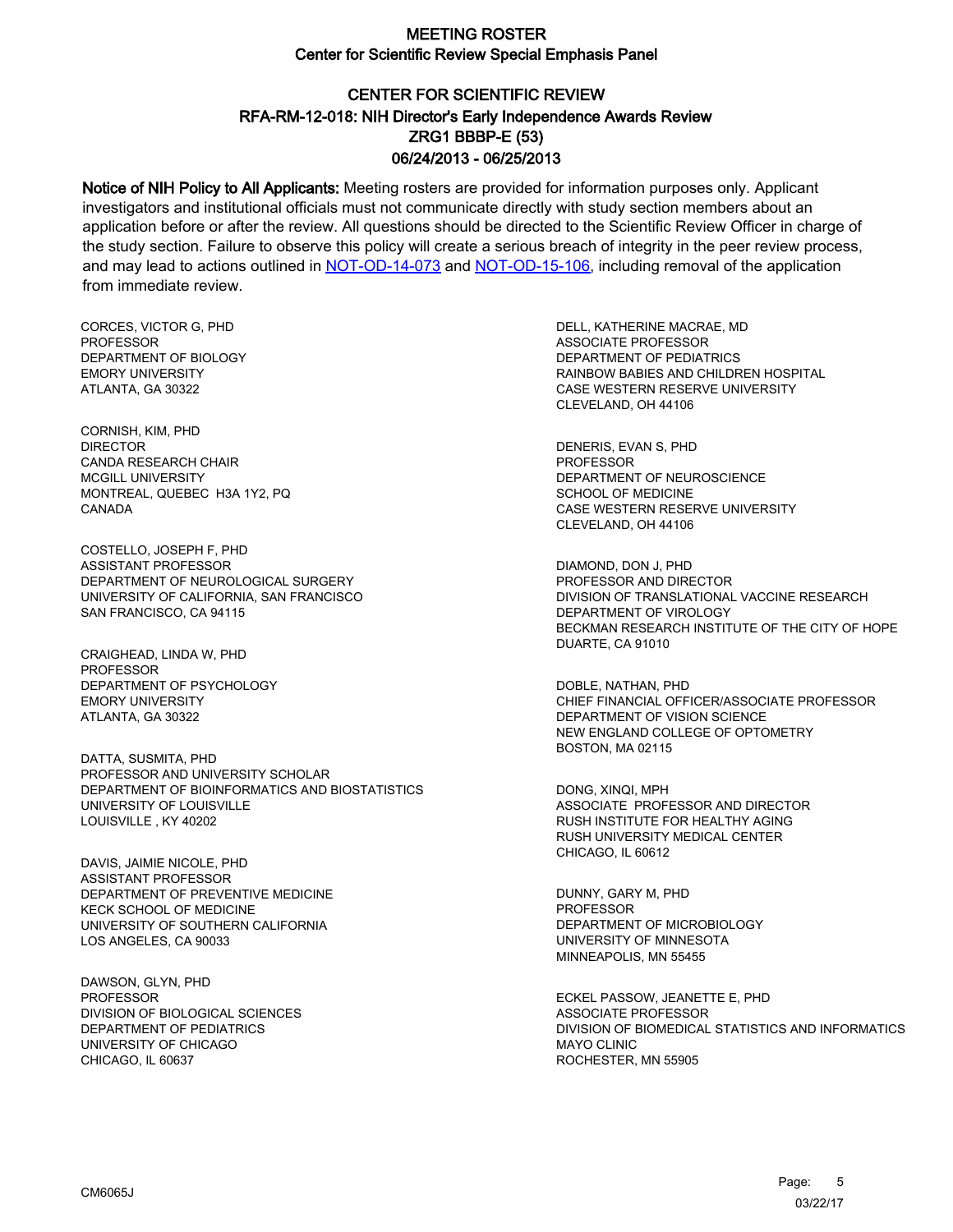# MEETING ROSTER
## Center for Scientific Review Special Emphasis Panel

## CENTER FOR SCIENTIFIC REVIEW
## RFA-RM-12-018: NIH Director's Early Independence Awards Review
## ZRG1 BBBP-E (53)
## 06/24/2013 - 06/25/2013

**Notice of NIH Policy to All Applicants:** Meeting rosters are provided for information purposes only. Applicant investigators and institutional officials must not communicate directly with study section members about an application before or after the review. All questions should be directed to the Scientific Review Officer in charge of the study section. Failure to observe this policy will create a serious breach of integrity in the peer review process, and may lead to actions outlined in [NOT-OD-14-073] and [NOT-OD-15-106], including removal of the application from immediate review.

CORCES, VICTOR G, PHD
PROFESSOR
DEPARTMENT OF BIOLOGY
EMORY UNIVERSITY
ATLANTA, GA 30322

CORNISH, KIM, PHD
DIRECTOR
CANDA RESEARCH CHAIR
MCGILL UNIVERSITY
MONTREAL, QUEBEC H3A 1Y2, PQ
CANADA

COSTELLO, JOSEPH F, PHD
ASSISTANT PROFESSOR
DEPARTMENT OF NEUROLOGICAL SURGERY
UNIVERSITY OF CALIFORNIA, SAN FRANCISCO
SAN FRANCISCO, CA 94115

CRAIGHEAD, LINDA W, PHD
PROFESSOR
DEPARTMENT OF PSYCHOLOGY
EMORY UNIVERSITY
ATLANTA, GA 30322

DATTA, SUSMITA, PHD
PROFESSOR AND UNIVERSITY SCHOLAR
DEPARTMENT OF BIOINFORMATICS AND BIOSTATISTICS
UNIVERSITY OF LOUISVILLE
LOUISVILLE , KY 40202

DAVIS, JAIMIE NICOLE, PHD
ASSISTANT PROFESSOR
DEPARTMENT OF PREVENTIVE MEDICINE
KECK SCHOOL OF MEDICINE
UNIVERSITY OF SOUTHERN CALIFORNIA
LOS ANGELES, CA 90033

DAWSON, GLYN, PHD
PROFESSOR
DIVISION OF BIOLOGICAL SCIENCES
DEPARTMENT OF PEDIATRICS
UNIVERSITY OF CHICAGO
CHICAGO, IL 60637

DELL, KATHERINE MACRAE, MD
ASSOCIATE PROFESSOR
DEPARTMENT OF PEDIATRICS
RAINBOW BABIES AND CHILDREN HOSPITAL
CASE WESTERN RESERVE UNIVERSITY
CLEVELAND, OH 44106

DENERIS, EVAN S, PHD
PROFESSOR
DEPARTMENT OF NEUROSCIENCE
SCHOOL OF MEDICINE
CASE WESTERN RESERVE UNIVERSITY
CLEVELAND, OH 44106

DIAMOND, DON J, PHD
PROFESSOR AND DIRECTOR
DIVISION OF TRANSLATIONAL VACCINE RESEARCH
DEPARTMENT OF VIROLOGY
BECKMAN RESEARCH INSTITUTE OF THE CITY OF HOPE
DUARTE, CA 91010

DOBLE, NATHAN, PHD
CHIEF FINANCIAL OFFICER/ASSOCIATE PROFESSOR
DEPARTMENT OF VISION SCIENCE
NEW ENGLAND COLLEGE OF OPTOMETRY
BOSTON, MA 02115

DONG, XINQI, MPH
ASSOCIATE PROFESSOR AND DIRECTOR
RUSH INSTITUTE FOR HEALTHY AGING
RUSH UNIVERSITY MEDICAL CENTER
CHICAGO, IL 60612

DUNNY, GARY M, PHD
PROFESSOR
DEPARTMENT OF MICROBIOLOGY
UNIVERSITY OF MINNESOTA
MINNEAPOLIS, MN 55455

ECKEL PASSOW, JEANETTE E, PHD
ASSOCIATE PROFESSOR
DIVISION OF BIOMEDICAL STATISTICS AND INFORMATICS
MAYO CLINIC
ROCHESTER, MN 55905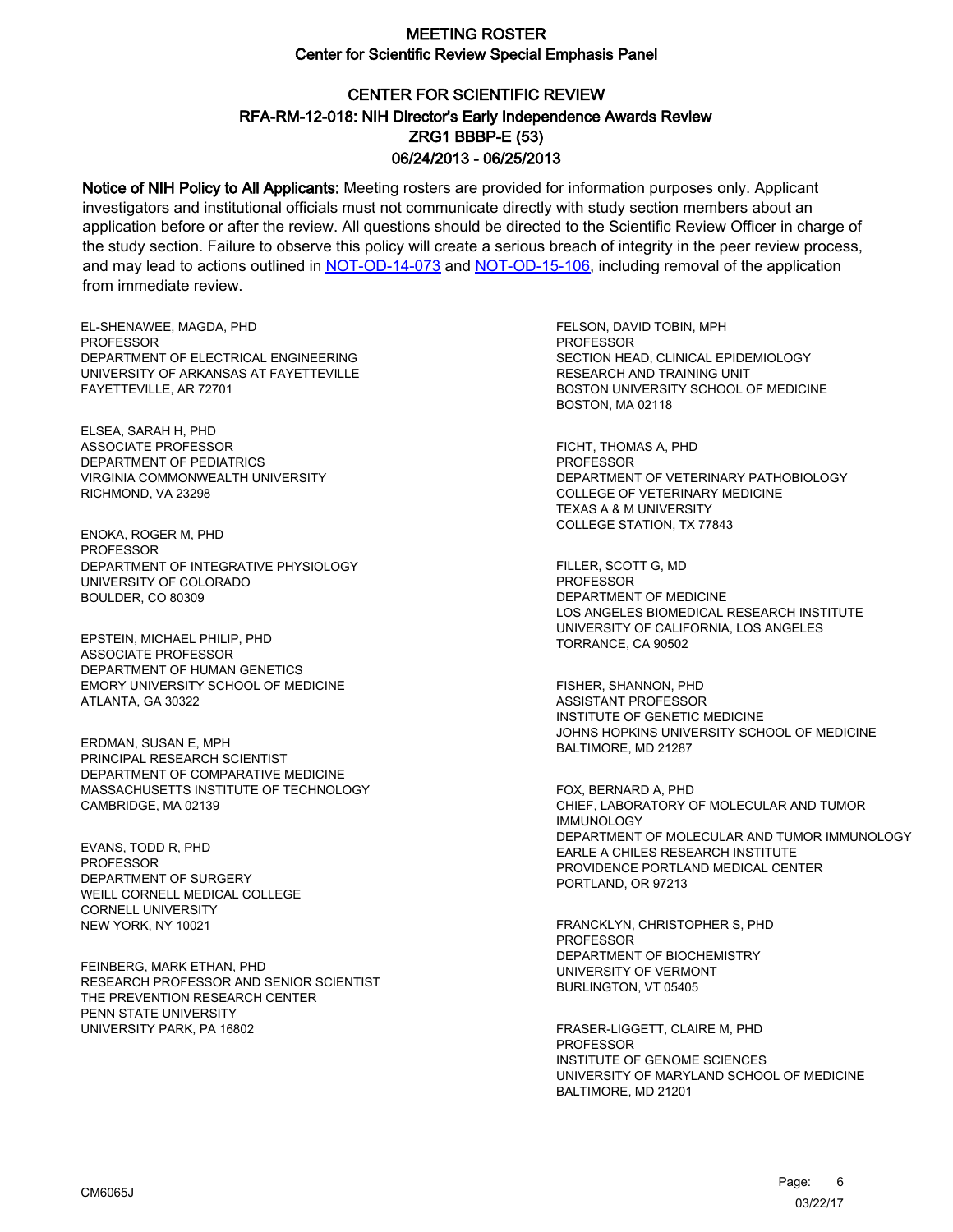# MEETING ROSTER
## Center for Scientific Review Special Emphasis Panel

## CENTER FOR SCIENTIFIC REVIEW
## RFA-RM-12-018: NIH Director's Early Independence Awards Review
## ZRG1 BBBP-E (53)
## 06/24/2013 - 06/25/2013

**Notice of NIH Policy to All Applicants:** Meeting rosters are provided for information purposes only. Applicant investigators and institutional officials must not communicate directly with study section members about an application before or after the review. All questions should be directed to the Scientific Review Officer in charge of the study section. Failure to observe this policy will create a serious breach of integrity in the peer review process, and may lead to actions outlined in NOT-OD-14-073 and NOT-OD-15-106, including removal of the application from immediate review.

EL-SHENAWEE, MAGDA, PHD
PROFESSOR
DEPARTMENT OF ELECTRICAL ENGINEERING
UNIVERSITY OF ARKANSAS AT FAYETTEVILLE
FAYETTEVILLE, AR 72701

ELSEA, SARAH H, PHD
ASSOCIATE PROFESSOR
DEPARTMENT OF PEDIATRICS
VIRGINIA COMMONWEALTH UNIVERSITY
RICHMOND, VA 23298

ENOKA, ROGER M, PHD
PROFESSOR
DEPARTMENT OF INTEGRATIVE PHYSIOLOGY
UNIVERSITY OF COLORADO
BOULDER, CO 80309

EPSTEIN, MICHAEL PHILIP, PHD
ASSOCIATE PROFESSOR
DEPARTMENT OF HUMAN GENETICS
EMORY UNIVERSITY SCHOOL OF MEDICINE
ATLANTA, GA 30322

ERDMAN, SUSAN E, MPH
PRINCIPAL RESEARCH SCIENTIST
DEPARTMENT OF COMPARATIVE MEDICINE
MASSACHUSETTS INSTITUTE OF TECHNOLOGY
CAMBRIDGE, MA 02139

EVANS, TODD R, PHD
PROFESSOR
DEPARTMENT OF SURGERY
WEILL CORNELL MEDICAL COLLEGE
CORNELL UNIVERSITY
NEW YORK, NY 10021

FEINBERG, MARK ETHAN, PHD
RESEARCH PROFESSOR AND SENIOR SCIENTIST
THE PREVENTION RESEARCH CENTER
PENN STATE UNIVERSITY
UNIVERSITY PARK, PA 16802

FELSON, DAVID TOBIN, MPH
PROFESSOR
SECTION HEAD, CLINICAL EPIDEMIOLOGY
RESEARCH AND TRAINING UNIT
BOSTON UNIVERSITY SCHOOL OF MEDICINE
BOSTON, MA 02118

FICHT, THOMAS A, PHD
PROFESSOR
DEPARTMENT OF VETERINARY PATHOBIOLOGY
COLLEGE OF VETERINARY MEDICINE
TEXAS A & M UNIVERSITY
COLLEGE STATION, TX 77843

FILLER, SCOTT G, MD
PROFESSOR
DEPARTMENT OF MEDICINE
LOS ANGELES BIOMEDICAL RESEARCH INSTITUTE
UNIVERSITY OF CALIFORNIA, LOS ANGELES
TORRANCE, CA 90502

FISHER, SHANNON, PHD
ASSISTANT PROFESSOR
INSTITUTE OF GENETIC MEDICINE
JOHNS HOPKINS UNIVERSITY SCHOOL OF MEDICINE
BALTIMORE, MD 21287

FOX, BERNARD A, PHD
CHIEF, LABORATORY OF MOLECULAR AND TUMOR IMMUNOLOGY
DEPARTMENT OF MOLECULAR AND TUMOR IMMUNOLOGY
EARLE A CHILES RESEARCH INSTITUTE
PROVIDENCE PORTLAND MEDICAL CENTER
PORTLAND, OR 97213

FRANCKLYN, CHRISTOPHER S, PHD
PROFESSOR
DEPARTMENT OF BIOCHEMISTRY
UNIVERSITY OF VERMONT
BURLINGTON, VT 05405

FRASER-LIGGETT, CLAIRE M, PHD
PROFESSOR
INSTITUTE OF GENOME SCIENCES
UNIVERSITY OF MARYLAND SCHOOL OF MEDICINE
BALTIMORE, MD 21201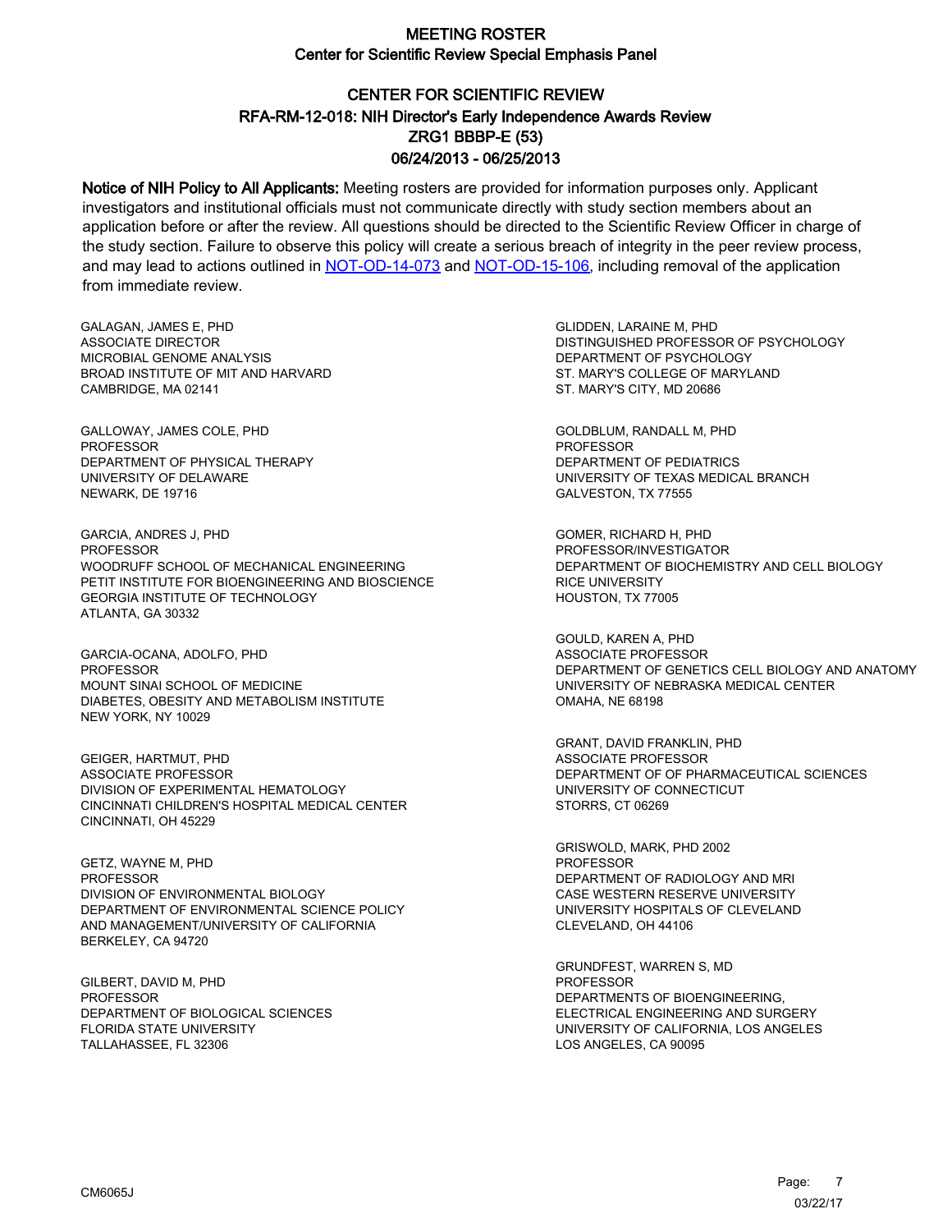# MEETING ROSTER

## Center for Scientific Review Special Emphasis Panel

## CENTER FOR SCIENTIFIC REVIEW
## RFA-RM-12-018: NIH Director's Early Independence Awards Review
## ZRG1 BBBP-E (53)
## 06/24/2013 - 06/25/2013

**Notice of NIH Policy to All Applicants:** Meeting rosters are provided for information purposes only. Applicant investigators and institutional officials must not communicate directly with study section members about an application before or after the review. All questions should be directed to the Scientific Review Officer in charge of the study section. Failure to observe this policy will create a serious breach of integrity in the peer review process, and may lead to actions outlined in NOT-OD-14-073 and NOT-OD-15-106, including removal of the application from immediate review.

GALAGAN, JAMES E, PHD
ASSOCIATE DIRECTOR
MICROBIAL GENOME ANALYSIS
BROAD INSTITUTE OF MIT AND HARVARD
CAMBRIDGE, MA 02141

GALLOWAY, JAMES COLE, PHD
PROFESSOR
DEPARTMENT OF PHYSICAL THERAPY
UNIVERSITY OF DELAWARE
NEWARK, DE 19716

GARCIA, ANDRES J, PHD
PROFESSOR
WOODRUFF SCHOOL OF MECHANICAL ENGINEERING
PETIT INSTITUTE FOR BIOENGINEERING AND BIOSCIENCE
GEORGIA INSTITUTE OF TECHNOLOGY
ATLANTA, GA 30332

GARCIA-OCANA, ADOLFO, PHD
PROFESSOR
MOUNT SINAI SCHOOL OF MEDICINE
DIABETES, OBESITY AND METABOLISM INSTITUTE
NEW YORK, NY 10029

GEIGER, HARTMUT, PHD
ASSOCIATE PROFESSOR
DIVISION OF EXPERIMENTAL HEMATOLOGY
CINCINNATI CHILDREN'S HOSPITAL MEDICAL CENTER
CINCINNATI, OH 45229

GETZ, WAYNE M, PHD
PROFESSOR
DIVISION OF ENVIRONMENTAL BIOLOGY
DEPARTMENT OF ENVIRONMENTAL SCIENCE POLICY
AND MANAGEMENT/UNIVERSITY OF CALIFORNIA
BERKELEY, CA 94720

GILBERT, DAVID M, PHD
PROFESSOR
DEPARTMENT OF BIOLOGICAL SCIENCES
FLORIDA STATE UNIVERSITY
TALLAHASSEE, FL 32306

GLIDDEN, LARAINE M, PHD
DISTINGUISHED PROFESSOR OF PSYCHOLOGY
DEPARTMENT OF PSYCHOLOGY
ST. MARY'S COLLEGE OF MARYLAND
ST. MARY'S CITY, MD 20686

GOLDBLUM, RANDALL M, PHD
PROFESSOR
DEPARTMENT OF PEDIATRICS
UNIVERSITY OF TEXAS MEDICAL BRANCH
GALVESTON, TX 77555

GOMER, RICHARD H, PHD
PROFESSOR/INVESTIGATOR
DEPARTMENT OF BIOCHEMISTRY AND CELL BIOLOGY
RICE UNIVERSITY
HOUSTON, TX 77005

GOULD, KAREN A, PHD
ASSOCIATE PROFESSOR
DEPARTMENT OF GENETICS CELL BIOLOGY AND ANATOMY
UNIVERSITY OF NEBRASKA MEDICAL CENTER
OMAHA, NE 68198

GRANT, DAVID FRANKLIN, PHD
ASSOCIATE PROFESSOR
DEPARTMENT OF OF PHARMACEUTICAL SCIENCES
UNIVERSITY OF CONNECTICUT
STORRS, CT 06269

GRISWOLD, MARK, PHD 2002
PROFESSOR
DEPARTMENT OF RADIOLOGY AND MRI
CASE WESTERN RESERVE UNIVERSITY
UNIVERSITY HOSPITALS OF CLEVELAND
CLEVELAND, OH 44106

GRUNDFEST, WARREN S, MD
PROFESSOR
DEPARTMENTS OF BIOENGINEERING,
ELECTRICAL ENGINEERING AND SURGERY
UNIVERSITY OF CALIFORNIA, LOS ANGELES
LOS ANGELES, CA 90095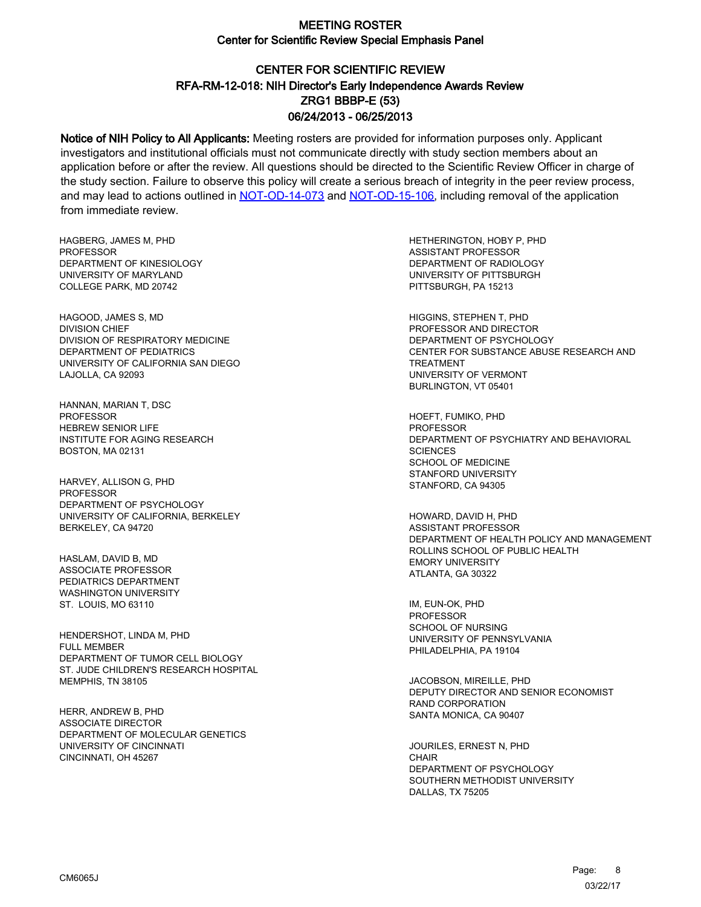# MEETING ROSTER
## Center for Scientific Review Special Emphasis Panel

## CENTER FOR SCIENTIFIC REVIEW
## RFA-RM-12-018: NIH Director's Early Independence Awards Review
## ZRG1 BBBP-E (53)
## 06/24/2013 - 06/25/2013

**Notice of NIH Policy to All Applicants:** Meeting rosters are provided for information purposes only. Applicant investigators and institutional officials must not communicate directly with study section members about an application before or after the review. All questions should be directed to the Scientific Review Officer in charge of the study section. Failure to observe this policy will create a serious breach of integrity in the peer review process, and may lead to actions outlined in NOT-OD-14-073 and NOT-OD-15-106, including removal of the application from immediate review.

HAGBERG, JAMES M, PHD
PROFESSOR
DEPARTMENT OF KINESIOLOGY
UNIVERSITY OF MARYLAND
COLLEGE PARK, MD 20742

HAGOOD, JAMES S, MD
DIVISION CHIEF
DIVISION OF RESPIRATORY MEDICINE
DEPARTMENT OF PEDIATRICS
UNIVERSITY OF CALIFORNIA SAN DIEGO
LAJOLLA, CA 92093

HANNAN, MARIAN T, DSC
PROFESSOR
HEBREW SENIOR LIFE
INSTITUTE FOR AGING RESEARCH
BOSTON, MA 02131

HARVEY, ALLISON G, PHD
PROFESSOR
DEPARTMENT OF PSYCHOLOGY
UNIVERSITY OF CALIFORNIA, BERKELEY
BERKELEY, CA 94720

HASLAM, DAVID B, MD
ASSOCIATE PROFESSOR
PEDIATRICS DEPARTMENT
WASHINGTON UNIVERSITY
ST. LOUIS, MO 63110

HENDERSHOT, LINDA M, PHD
FULL MEMBER
DEPARTMENT OF TUMOR CELL BIOLOGY
ST. JUDE CHILDREN'S RESEARCH HOSPITAL
MEMPHIS, TN 38105

HERR, ANDREW B, PHD
ASSOCIATE DIRECTOR
DEPARTMENT OF MOLECULAR GENETICS
UNIVERSITY OF CINCINNATI
CINCINNATI, OH 45267

HETHERINGTON, HOBY P, PHD
ASSISTANT PROFESSOR
DEPARTMENT OF RADIOLOGY
UNIVERSITY OF PITTSBURGH
PITTSBURGH, PA 15213

HIGGINS, STEPHEN T, PHD
PROFESSOR AND DIRECTOR
DEPARTMENT OF PSYCHOLOGY
CENTER FOR SUBSTANCE ABUSE RESEARCH AND TREATMENT
UNIVERSITY OF VERMONT
BURLINGTON, VT 05401

HOEFT, FUMIKO, PHD
PROFESSOR
DEPARTMENT OF PSYCHIATRY AND BEHAVIORAL SCIENCES
SCHOOL OF MEDICINE
STANFORD UNIVERSITY
STANFORD, CA 94305

HOWARD, DAVID H, PHD
ASSISTANT PROFESSOR
DEPARTMENT OF HEALTH POLICY AND MANAGEMENT
ROLLINS SCHOOL OF PUBLIC HEALTH
EMORY UNIVERSITY
ATLANTA, GA 30322

IM, EUN-OK, PHD
PROFESSOR
SCHOOL OF NURSING
UNIVERSITY OF PENNSYLVANIA
PHILADELPHIA, PA 19104

JACOBSON, MIREILLE, PHD
DEPUTY DIRECTOR AND SENIOR ECONOMIST
RAND CORPORATION
SANTA MONICA, CA 90407

JOURILES, ERNEST N, PHD
CHAIR
DEPARTMENT OF PSYCHOLOGY
SOUTHERN METHODIST UNIVERSITY
DALLAS, TX 75205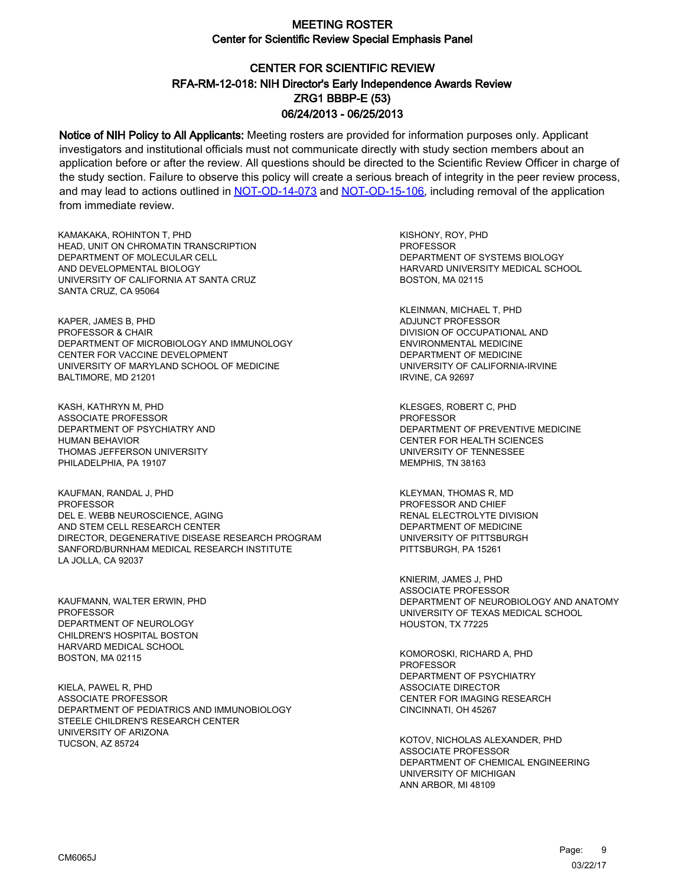# MEETING ROSTER

## Center for Scientific Review Special Emphasis Panel

## CENTER FOR SCIENTIFIC REVIEW
## RFA-RM-12-018: NIH Director's Early Independence Awards Review
## ZRG1 BBBP-E (53)
## 06/24/2013 - 06/25/2013

**Notice of NIH Policy to All Applicants:** Meeting rosters are provided for information purposes only. Applicant investigators and institutional officials must not communicate directly with study section members about an application before or after the review. All questions should be directed to the Scientific Review Officer in charge of the study section. Failure to observe this policy will create a serious breach of integrity in the peer review process, and may lead to actions outlined in NOT-OD-14-073 and NOT-OD-15-106, including removal of the application from immediate review.

KAMAKAKA, ROHINTON T, PHD
HEAD, UNIT ON CHROMATIN TRANSCRIPTION
DEPARTMENT OF MOLECULAR CELL
AND DEVELOPMENTAL BIOLOGY
UNIVERSITY OF CALIFORNIA AT SANTA CRUZ
SANTA CRUZ, CA 95064

KAPER, JAMES B, PHD
PROFESSOR & CHAIR
DEPARTMENT OF MICROBIOLOGY AND IMMUNOLOGY
CENTER FOR VACCINE DEVELOPMENT
UNIVERSITY OF MARYLAND SCHOOL OF MEDICINE
BALTIMORE, MD 21201

KASH, KATHRYN M, PHD
ASSOCIATE PROFESSOR
DEPARTMENT OF PSYCHIATRY AND
HUMAN BEHAVIOR
THOMAS JEFFERSON UNIVERSITY
PHILADELPHIA, PA 19107

KAUFMAN, RANDAL J, PHD
PROFESSOR
DEL E. WEBB NEUROSCIENCE, AGING
AND STEM CELL RESEARCH CENTER
DIRECTOR, DEGENERATIVE DISEASE RESEARCH PROGRAM
SANFORD/BURNHAM MEDICAL RESEARCH INSTITUTE
LA JOLLA, CA 92037

KAUFMANN, WALTER ERWIN, PHD
PROFESSOR
DEPARTMENT OF NEUROLOGY
CHILDREN'S HOSPITAL BOSTON
HARVARD MEDICAL SCHOOL
BOSTON, MA 02115

KIELA, PAWEL R, PHD
ASSOCIATE PROFESSOR
DEPARTMENT OF PEDIATRICS AND IMMUNOBIOLOGY
STEELE CHILDREN'S RESEARCH CENTER
UNIVERSITY OF ARIZONA
TUCSON, AZ 85724

KISHONY, ROY, PHD
PROFESSOR
DEPARTMENT OF SYSTEMS BIOLOGY
HARVARD UNIVERSITY MEDICAL SCHOOL
BOSTON, MA 02115

KLEINMAN, MICHAEL T, PHD
ADJUNCT PROFESSOR
DIVISION OF OCCUPATIONAL AND
ENVIRONMENTAL MEDICINE
DEPARTMENT OF MEDICINE
UNIVERSITY OF CALIFORNIA-IRVINE
IRVINE, CA 92697

KLESGES, ROBERT C, PHD
PROFESSOR
DEPARTMENT OF PREVENTIVE MEDICINE
CENTER FOR HEALTH SCIENCES
UNIVERSITY OF TENNESSEE
MEMPHIS, TN 38163

KLEYMAN, THOMAS R, MD
PROFESSOR AND CHIEF
RENAL ELECTROLYTE DIVISION
DEPARTMENT OF MEDICINE
UNIVERSITY OF PITTSBURGH
PITTSBURGH, PA 15261

KNIERIM, JAMES J, PHD
ASSOCIATE PROFESSOR
DEPARTMENT OF NEUROBIOLOGY AND ANATOMY
UNIVERSITY OF TEXAS MEDICAL SCHOOL
HOUSTON, TX 77225

KOMOROSKI, RICHARD A, PHD
PROFESSOR
DEPARTMENT OF PSYCHIATRY
ASSOCIATE DIRECTOR
CENTER FOR IMAGING RESEARCH
CINCINNATI, OH 45267

KOTOV, NICHOLAS ALEXANDER, PHD
ASSOCIATE PROFESSOR
DEPARTMENT OF CHEMICAL ENGINEERING
UNIVERSITY OF MICHIGAN
ANN ARBOR, MI 48109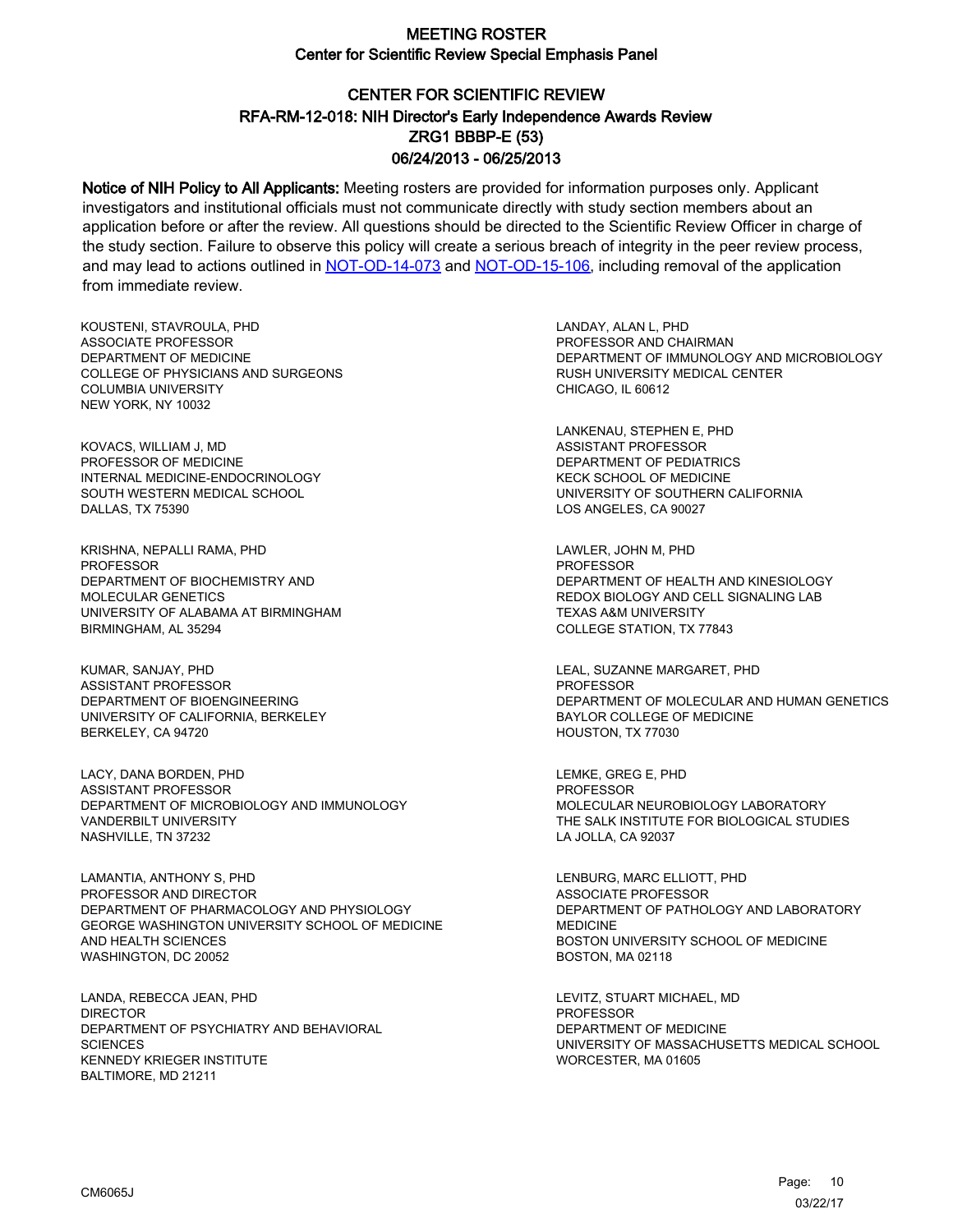# MEETING ROSTER
## Center for Scientific Review Special Emphasis Panel

## CENTER FOR SCIENTIFIC REVIEW
## RFA-RM-12-018: NIH Director's Early Independence Awards Review
## ZRG1 BBBP-E (53)
## 06/24/2013 - 06/25/2013

**Notice of NIH Policy to All Applicants:** Meeting rosters are provided for information purposes only. Applicant investigators and institutional officials must not communicate directly with study section members about an application before or after the review. All questions should be directed to the Scientific Review Officer in charge of the study section. Failure to observe this policy will create a serious breach of integrity in the peer review process, and may lead to actions outlined in [NOT-OD-14-073] and [NOT-OD-15-106], including removal of the application from immediate review.

KOUSTENI, STAVROULA, PHD
ASSOCIATE PROFESSOR
DEPARTMENT OF MEDICINE
COLLEGE OF PHYSICIANS AND SURGEONS
COLUMBIA UNIVERSITY
NEW YORK, NY 10032

KOVACS, WILLIAM J, MD
PROFESSOR OF MEDICINE
INTERNAL MEDICINE-ENDOCRINOLOGY
SOUTH WESTERN MEDICAL SCHOOL
DALLAS, TX 75390

KRISHNA, NEPALLI RAMA, PHD
PROFESSOR
DEPARTMENT OF BIOCHEMISTRY AND MOLECULAR GENETICS
UNIVERSITY OF ALABAMA AT BIRMINGHAM
BIRMINGHAM, AL 35294

KUMAR, SANJAY, PHD
ASSISTANT PROFESSOR
DEPARTMENT OF BIOENGINEERING
UNIVERSITY OF CALIFORNIA, BERKELEY
BERKELEY, CA 94720

LACY, DANA BORDEN, PHD
ASSISTANT PROFESSOR
DEPARTMENT OF MICROBIOLOGY AND IMMUNOLOGY
VANDERBILT UNIVERSITY
NASHVILLE, TN 37232

LAMANTIA, ANTHONY S, PHD
PROFESSOR AND DIRECTOR
DEPARTMENT OF PHARMACOLOGY AND PHYSIOLOGY
GEORGE WASHINGTON UNIVERSITY SCHOOL OF MEDICINE AND HEALTH SCIENCES
WASHINGTON, DC 20052

LANDA, REBECCA JEAN, PHD
DIRECTOR
DEPARTMENT OF PSYCHIATRY AND BEHAVIORAL SCIENCES
KENNEDY KRIEGER INSTITUTE
BALTIMORE, MD 21211

LANDAY, ALAN L, PHD
PROFESSOR AND CHAIRMAN
DEPARTMENT OF IMMUNOLOGY AND MICROBIOLOGY
RUSH UNIVERSITY MEDICAL CENTER
CHICAGO, IL 60612

LANKENAU, STEPHEN E, PHD
ASSISTANT PROFESSOR
DEPARTMENT OF PEDIATRICS
KECK SCHOOL OF MEDICINE
UNIVERSITY OF SOUTHERN CALIFORNIA
LOS ANGELES, CA 90027

LAWLER, JOHN M, PHD
PROFESSOR
DEPARTMENT OF HEALTH AND KINESIOLOGY
REDOX BIOLOGY AND CELL SIGNALING LAB
TEXAS A&M UNIVERSITY
COLLEGE STATION, TX 77843

LEAL, SUZANNE MARGARET, PHD
PROFESSOR
DEPARTMENT OF MOLECULAR AND HUMAN GENETICS
BAYLOR COLLEGE OF MEDICINE
HOUSTON, TX 77030

LEMKE, GREG E, PHD
PROFESSOR
MOLECULAR NEUROBIOLOGY LABORATORY
THE SALK INSTITUTE FOR BIOLOGICAL STUDIES
LA JOLLA, CA 92037

LENBURG, MARC ELLIOTT, PHD
ASSOCIATE PROFESSOR
DEPARTMENT OF PATHOLOGY AND LABORATORY MEDICINE
BOSTON UNIVERSITY SCHOOL OF MEDICINE
BOSTON, MA 02118

LEVITZ, STUART MICHAEL, MD
PROFESSOR
DEPARTMENT OF MEDICINE
UNIVERSITY OF MASSACHUSETTS MEDICAL SCHOOL
WORCESTER, MA 01605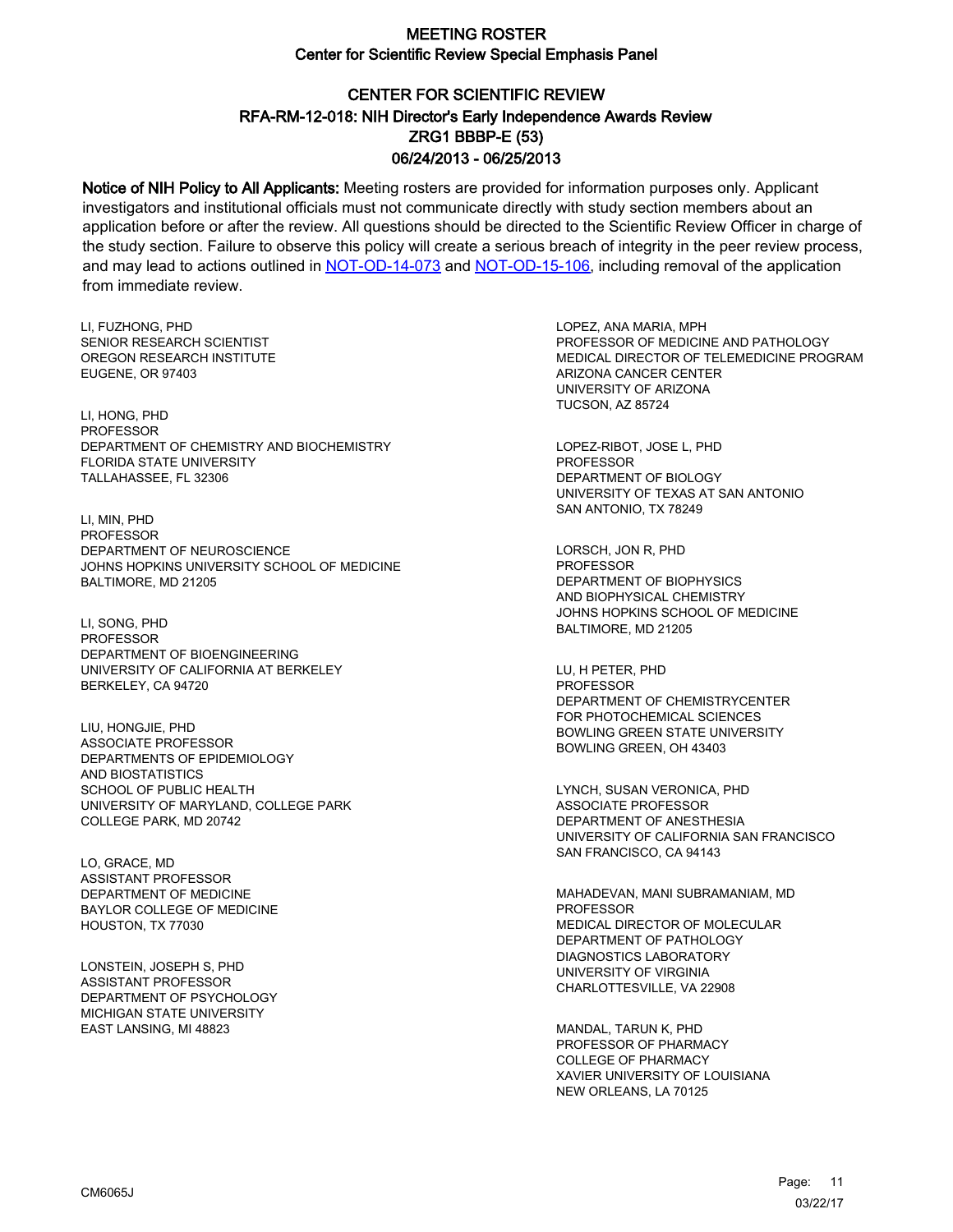# MEETING ROSTER

## Center for Scientific Review Special Emphasis Panel

## CENTER FOR SCIENTIFIC REVIEW
## RFA-RM-12-018: NIH Director's Early Independence Awards Review
## ZRG1 BBBP-E (53)
## 06/24/2013 - 06/25/2013

**Notice of NIH Policy to All Applicants:** Meeting rosters are provided for information purposes only. Applicant investigators and institutional officials must not communicate directly with study section members about an application before or after the review. All questions should be directed to the Scientific Review Officer in charge of the study section. Failure to observe this policy will create a serious breach of integrity in the peer review process, and may lead to actions outlined in NOT-OD-14-073 and NOT-OD-15-106, including removal of the application from immediate review.

LI, FUZHONG, PHD
SENIOR RESEARCH SCIENTIST
OREGON RESEARCH INSTITUTE
EUGENE, OR 97403

LI, HONG, PHD
PROFESSOR
DEPARTMENT OF CHEMISTRY AND BIOCHEMISTRY
FLORIDA STATE UNIVERSITY
TALLAHASSEE, FL 32306

LI, MIN, PHD
PROFESSOR
DEPARTMENT OF NEUROSCIENCE
JOHNS HOPKINS UNIVERSITY SCHOOL OF MEDICINE
BALTIMORE, MD 21205

LI, SONG, PHD
PROFESSOR
DEPARTMENT OF BIOENGINEERING
UNIVERSITY OF CALIFORNIA AT BERKELEY
BERKELEY, CA 94720

LIU, HONGJIE, PHD
ASSOCIATE PROFESSOR
DEPARTMENTS OF EPIDEMIOLOGY
AND BIOSTATISTICS
SCHOOL OF PUBLIC HEALTH
UNIVERSITY OF MARYLAND, COLLEGE PARK
COLLEGE PARK, MD 20742

LO, GRACE, MD
ASSISTANT PROFESSOR
DEPARTMENT OF MEDICINE
BAYLOR COLLEGE OF MEDICINE
HOUSTON, TX 77030

LONSTEIN, JOSEPH S, PHD
ASSISTANT PROFESSOR
DEPARTMENT OF PSYCHOLOGY
MICHIGAN STATE UNIVERSITY
EAST LANSING, MI 48823

LOPEZ, ANA MARIA, MPH
PROFESSOR OF MEDICINE AND PATHOLOGY
MEDICAL DIRECTOR OF TELEMEDICINE PROGRAM
ARIZONA CANCER CENTER
UNIVERSITY OF ARIZONA
TUCSON, AZ 85724

LOPEZ-RIBOT, JOSE L, PHD
PROFESSOR
DEPARTMENT OF BIOLOGY
UNIVERSITY OF TEXAS AT SAN ANTONIO
SAN ANTONIO, TX 78249

LORSCH, JON R, PHD
PROFESSOR
DEPARTMENT OF BIOPHYSICS
AND BIOPHYSICAL CHEMISTRY
JOHNS HOPKINS SCHOOL OF MEDICINE
BALTIMORE, MD 21205

LU, H PETER, PHD
PROFESSOR
DEPARTMENT OF CHEMISTRYCENTER
FOR PHOTOCHEMICAL SCIENCES
BOWLING GREEN STATE UNIVERSITY
BOWLING GREEN, OH 43403

LYNCH, SUSAN VERONICA, PHD
ASSOCIATE PROFESSOR
DEPARTMENT OF ANESTHESIA
UNIVERSITY OF CALIFORNIA SAN FRANCISCO
SAN FRANCISCO, CA 94143

MAHADEVAN, MANI SUBRAMANIAM, MD
PROFESSOR
MEDICAL DIRECTOR OF MOLECULAR
DEPARTMENT OF PATHOLOGY
DIAGNOSTICS LABORATORY
UNIVERSITY OF VIRGINIA
CHARLOTTESVILLE, VA 22908

MANDAL, TARUN K, PHD
PROFESSOR OF PHARMACY
COLLEGE OF PHARMACY
XAVIER UNIVERSITY OF LOUISIANA
NEW ORLEANS, LA 70125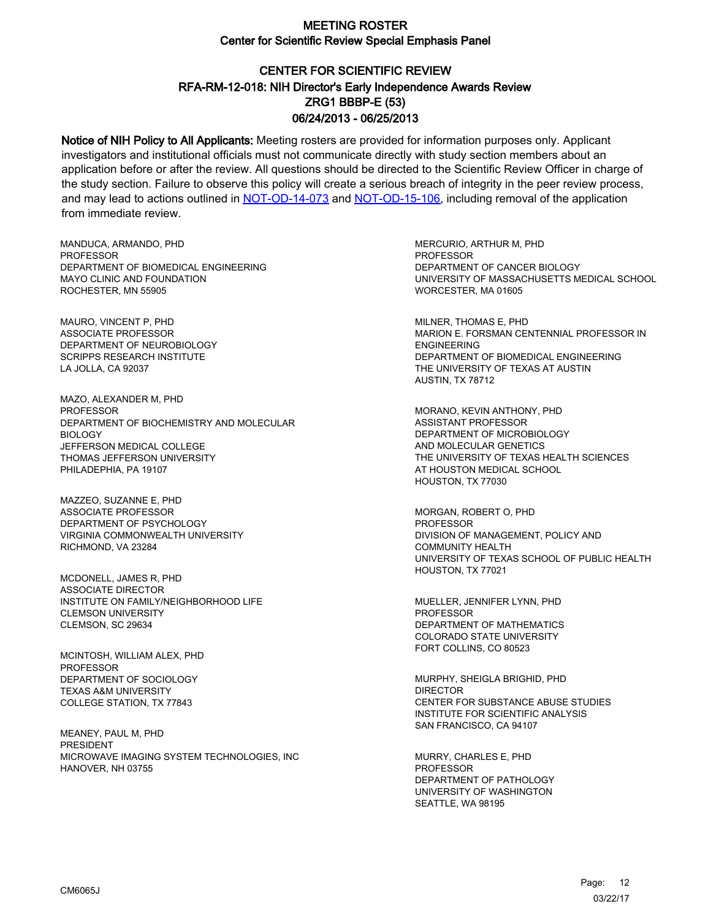# MEETING ROSTER

## Center for Scientific Review Special Emphasis Panel

## CENTER FOR SCIENTIFIC REVIEW
## RFA-RM-12-018: NIH Director's Early Independence Awards Review
## ZRG1 BBBP-E (53)
## 06/24/2013 - 06/25/2013

**Notice of NIH Policy to All Applicants:** Meeting rosters are provided for information purposes only. Applicant investigators and institutional officials must not communicate directly with study section members about an application before or after the review. All questions should be directed to the Scientific Review Officer in charge of the study section. Failure to observe this policy will create a serious breach of integrity in the peer review process, and may lead to actions outlined in NOT-OD-14-073 and NOT-OD-15-106, including removal of the application from immediate review.

MANDUCA, ARMANDO, PHD
PROFESSOR
DEPARTMENT OF BIOMEDICAL ENGINEERING
MAYO CLINIC AND FOUNDATION
ROCHESTER, MN 55905

MAURO, VINCENT P, PHD
ASSOCIATE PROFESSOR
DEPARTMENT OF NEUROBIOLOGY
SCRIPPS RESEARCH INSTITUTE
LA JOLLA, CA 92037

MAZO, ALEXANDER M, PHD
PROFESSOR
DEPARTMENT OF BIOCHEMISTRY AND MOLECULAR BIOLOGY
JEFFERSON MEDICAL COLLEGE
THOMAS JEFFERSON UNIVERSITY
PHILADEPHIA, PA 19107

MAZZEO, SUZANNE E, PHD
ASSOCIATE PROFESSOR
DEPARTMENT OF PSYCHOLOGY
VIRGINIA COMMONWEALTH UNIVERSITY
RICHMOND, VA 23284

MCDONELL, JAMES R, PHD
ASSOCIATE DIRECTOR
INSTITUTE ON FAMILY/NEIGHBORHOOD LIFE
CLEMSON UNIVERSITY
CLEMSON, SC 29634

MCINTOSH, WILLIAM ALEX, PHD
PROFESSOR
DEPARTMENT OF SOCIOLOGY
TEXAS A&M UNIVERSITY
COLLEGE STATION, TX 77843

MEANEY, PAUL M, PHD
PRESIDENT
MICROWAVE IMAGING SYSTEM TECHNOLOGIES, INC
HANOVER, NH 03755

MERCURIO, ARTHUR M, PHD
PROFESSOR
DEPARTMENT OF CANCER BIOLOGY
UNIVERSITY OF MASSACHUSETTS MEDICAL SCHOOL
WORCESTER, MA 01605

MILNER, THOMAS E, PHD
MARION E. FORSMAN CENTENNIAL PROFESSOR IN ENGINEERING
DEPARTMENT OF BIOMEDICAL ENGINEERING
THE UNIVERSITY OF TEXAS AT AUSTIN
AUSTIN, TX 78712

MORANO, KEVIN ANTHONY, PHD
ASSISTANT PROFESSOR
DEPARTMENT OF MICROBIOLOGY
AND MOLECULAR GENETICS
THE UNIVERSITY OF TEXAS HEALTH SCIENCES
AT HOUSTON MEDICAL SCHOOL
HOUSTON, TX 77030

MORGAN, ROBERT O, PHD
PROFESSOR
DIVISION OF MANAGEMENT, POLICY AND COMMUNITY HEALTH
UNIVERSITY OF TEXAS SCHOOL OF PUBLIC HEALTH
HOUSTON, TX 77021

MUELLER, JENNIFER LYNN, PHD
PROFESSOR
DEPARTMENT OF MATHEMATICS
COLORADO STATE UNIVERSITY
FORT COLLINS, CO 80523

MURPHY, SHEIGLA BRIGHID, PHD
DIRECTOR
CENTER FOR SUBSTANCE ABUSE STUDIES
INSTITUTE FOR SCIENTIFIC ANALYSIS
SAN FRANCISCO, CA 94107

MURRY, CHARLES E, PHD
PROFESSOR
DEPARTMENT OF PATHOLOGY
UNIVERSITY OF WASHINGTON
SEATTLE, WA 98195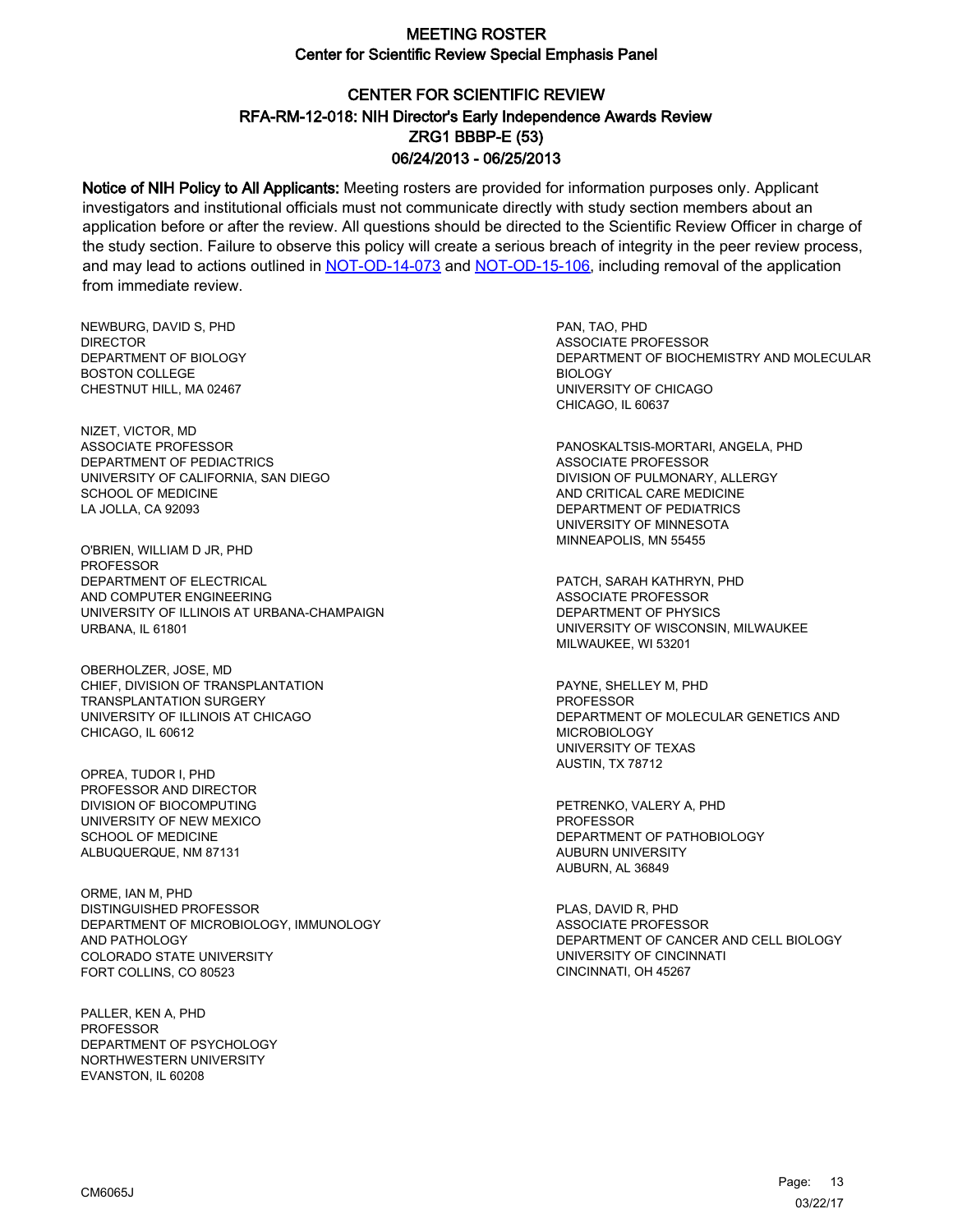# MEETING ROSTER
## Center for Scientific Review Special Emphasis Panel

## CENTER FOR SCIENTIFIC REVIEW
### RFA-RM-12-018: NIH Director's Early Independence Awards Review
### ZRG1 BBBP-E (53)
### 06/24/2013 - 06/25/2013

**Notice of NIH Policy to All Applicants:** Meeting rosters are provided for information purposes only. Applicant investigators and institutional officials must not communicate directly with study section members about an application before or after the review. All questions should be directed to the Scientific Review Officer in charge of the study section. Failure to observe this policy will create a serious breach of integrity in the peer review process, and may lead to actions outlined in NOT-OD-14-073 and NOT-OD-15-106, including removal of the application from immediate review.

NEWBURG, DAVID S, PHD
DIRECTOR
DEPARTMENT OF BIOLOGY
BOSTON COLLEGE
CHESTNUT HILL, MA 02467

NIZET, VICTOR, MD
ASSOCIATE PROFESSOR
DEPARTMENT OF PEDIACTRICS
UNIVERSITY OF CALIFORNIA, SAN DIEGO
SCHOOL OF MEDICINE
LA JOLLA, CA 92093

O'BRIEN, WILLIAM D JR, PHD
PROFESSOR
DEPARTMENT OF ELECTRICAL
AND COMPUTER ENGINEERING
UNIVERSITY OF ILLINOIS AT URBANA-CHAMPAIGN
URBANA, IL 61801

OBERHOLZER, JOSE, MD
CHIEF, DIVISION OF TRANSPLANTATION
TRANSPLANTATION SURGERY
UNIVERSITY OF ILLINOIS AT CHICAGO
CHICAGO, IL 60612

OPREA, TUDOR I, PHD
PROFESSOR AND DIRECTOR
DIVISION OF BIOCOMPUTING
UNIVERSITY OF NEW MEXICO
SCHOOL OF MEDICINE
ALBUQUERQUE, NM 87131

ORME, IAN M, PHD
DISTINGUISHED PROFESSOR
DEPARTMENT OF MICROBIOLOGY, IMMUNOLOGY
AND PATHOLOGY
COLORADO STATE UNIVERSITY
FORT COLLINS, CO 80523

PALLER, KEN A, PHD
PROFESSOR
DEPARTMENT OF PSYCHOLOGY
NORTHWESTERN UNIVERSITY
EVANSTON, IL 60208

PAN, TAO, PHD
ASSOCIATE PROFESSOR
DEPARTMENT OF BIOCHEMISTRY AND MOLECULAR
BIOLOGY
UNIVERSITY OF CHICAGO
CHICAGO, IL 60637

PANOSKALTSIS-MORTARI, ANGELA, PHD
ASSOCIATE PROFESSOR
DIVISION OF PULMONARY, ALLERGY
AND CRITICAL CARE MEDICINE
DEPARTMENT OF PEDIATRICS
UNIVERSITY OF MINNESOTA
MINNEAPOLIS, MN 55455

PATCH, SARAH KATHRYN, PHD
ASSOCIATE PROFESSOR
DEPARTMENT OF PHYSICS
UNIVERSITY OF WISCONSIN, MILWAUKEE
MILWAUKEE, WI 53201

PAYNE, SHELLEY M, PHD
PROFESSOR
DEPARTMENT OF MOLECULAR GENETICS AND
MICROBIOLOGY
UNIVERSITY OF TEXAS
AUSTIN, TX 78712

PETRENKO, VALERY A, PHD
PROFESSOR
DEPARTMENT OF PATHOBIOLOGY
AUBURN UNIVERSITY
AUBURN, AL 36849

PLAS, DAVID R, PHD
ASSOCIATE PROFESSOR
DEPARTMENT OF CANCER AND CELL BIOLOGY
UNIVERSITY OF CINCINNATI
CINCINNATI, OH 45267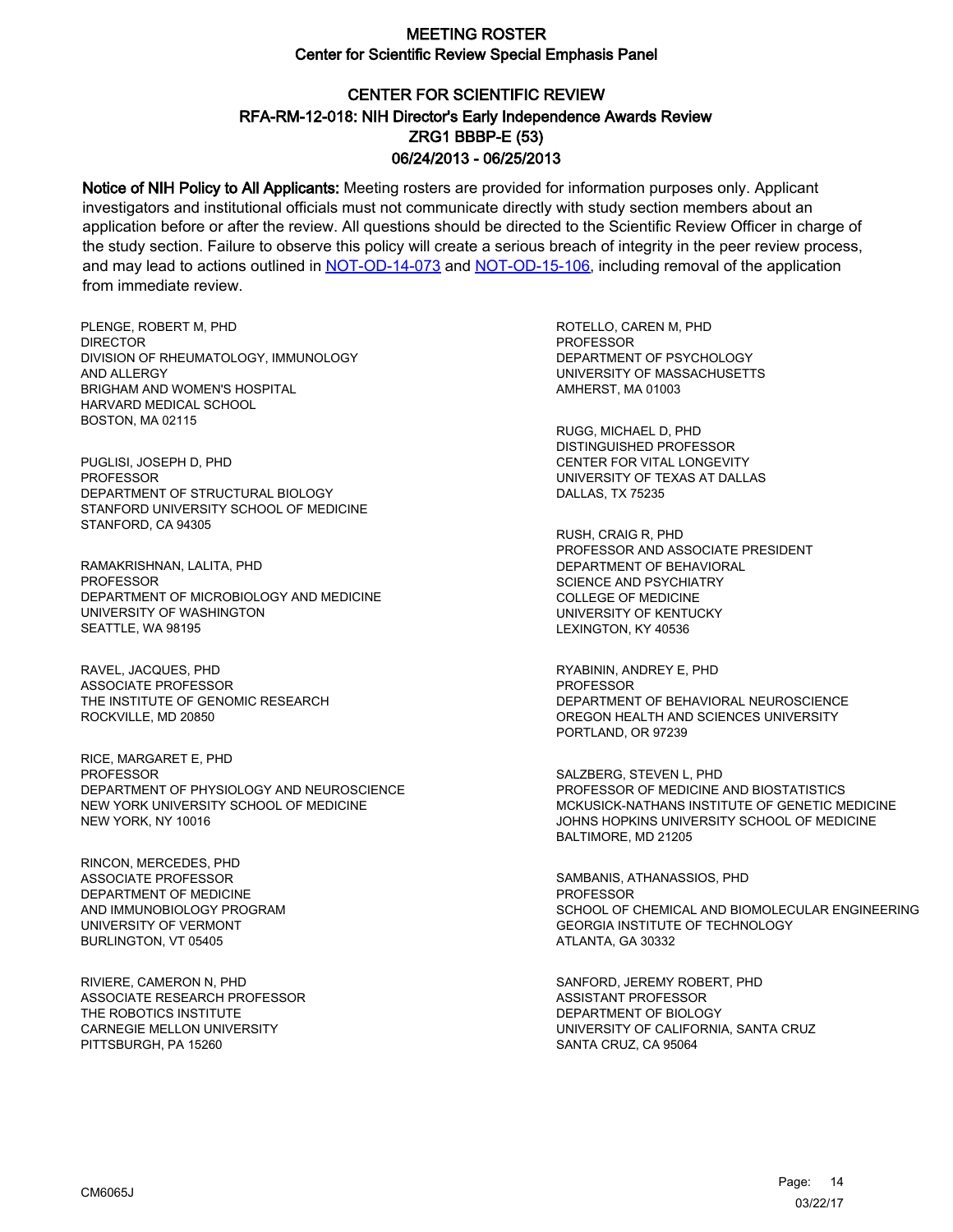# MEETING ROSTER

## Center for Scientific Review Special Emphasis Panel

## CENTER FOR SCIENTIFIC REVIEW
## RFA-RM-12-018: NIH Director's Early Independence Awards Review
## ZRG1 BBBP-E (53)
## 06/24/2013 - 06/25/2013

**Notice of NIH Policy to All Applicants:** Meeting rosters are provided for information purposes only. Applicant investigators and institutional officials must not communicate directly with study section members about an application before or after the review. All questions should be directed to the Scientific Review Officer in charge of the study section. Failure to observe this policy will create a serious breach of integrity in the peer review process, and may lead to actions outlined in NOT-OD-14-073 and NOT-OD-15-106, including removal of the application from immediate review.

PLENGE, ROBERT M, PHD
DIRECTOR
DIVISION OF RHEUMATOLOGY, IMMUNOLOGY
AND ALLERGY
BRIGHAM AND WOMEN'S HOSPITAL
HARVARD MEDICAL SCHOOL
BOSTON, MA 02115

PUGLISI, JOSEPH D, PHD
PROFESSOR
DEPARTMENT OF STRUCTURAL BIOLOGY
STANFORD UNIVERSITY SCHOOL OF MEDICINE
STANFORD, CA 94305

RAMAKRISHNAN, LALITA, PHD
PROFESSOR
DEPARTMENT OF MICROBIOLOGY AND MEDICINE
UNIVERSITY OF WASHINGTON
SEATTLE, WA 98195

RAVEL, JACQUES, PHD
ASSOCIATE PROFESSOR
THE INSTITUTE OF GENOMIC RESEARCH
ROCKVILLE, MD 20850

RICE, MARGARET E, PHD
PROFESSOR
DEPARTMENT OF PHYSIOLOGY AND NEUROSCIENCE
NEW YORK UNIVERSITY SCHOOL OF MEDICINE
NEW YORK, NY 10016

RINCON, MERCEDES, PHD
ASSOCIATE PROFESSOR
DEPARTMENT OF MEDICINE
AND IMMUNOBIOLOGY PROGRAM
UNIVERSITY OF VERMONT
BURLINGTON, VT 05405

RIVIERE, CAMERON N, PHD
ASSOCIATE RESEARCH PROFESSOR
THE ROBOTICS INSTITUTE
CARNEGIE MELLON UNIVERSITY
PITTSBURGH, PA 15260

ROTELLO, CAREN M, PHD
PROFESSOR
DEPARTMENT OF PSYCHOLOGY
UNIVERSITY OF MASSACHUSETTS
AMHERST, MA 01003

RUGG, MICHAEL D, PHD
DISTINGUISHED PROFESSOR
CENTER FOR VITAL LONGEVITY
UNIVERSITY OF TEXAS AT DALLAS
DALLAS, TX 75235

RUSH, CRAIG R, PHD
PROFESSOR AND ASSOCIATE PRESIDENT
DEPARTMENT OF BEHAVIORAL
SCIENCE AND PSYCHIATRY
COLLEGE OF MEDICINE
UNIVERSITY OF KENTUCKY
LEXINGTON, KY 40536

RYABININ, ANDREY E, PHD
PROFESSOR
DEPARTMENT OF BEHAVIORAL NEUROSCIENCE
OREGON HEALTH AND SCIENCES UNIVERSITY
PORTLAND, OR 97239

SALZBERG, STEVEN L, PHD
PROFESSOR OF MEDICINE AND BIOSTATISTICS
MCKUSICK-NATHANS INSTITUTE OF GENETIC MEDICINE
JOHNS HOPKINS UNIVERSITY SCHOOL OF MEDICINE
BALTIMORE, MD 21205

SAMBANIS, ATHANASSIOS, PHD
PROFESSOR
SCHOOL OF CHEMICAL AND BIOMOLECULAR ENGINEERING
GEORGIA INSTITUTE OF TECHNOLOGY
ATLANTA, GA 30332

SANFORD, JEREMY ROBERT, PHD
ASSISTANT PROFESSOR
DEPARTMENT OF BIOLOGY
UNIVERSITY OF CALIFORNIA, SANTA CRUZ
SANTA CRUZ, CA 95064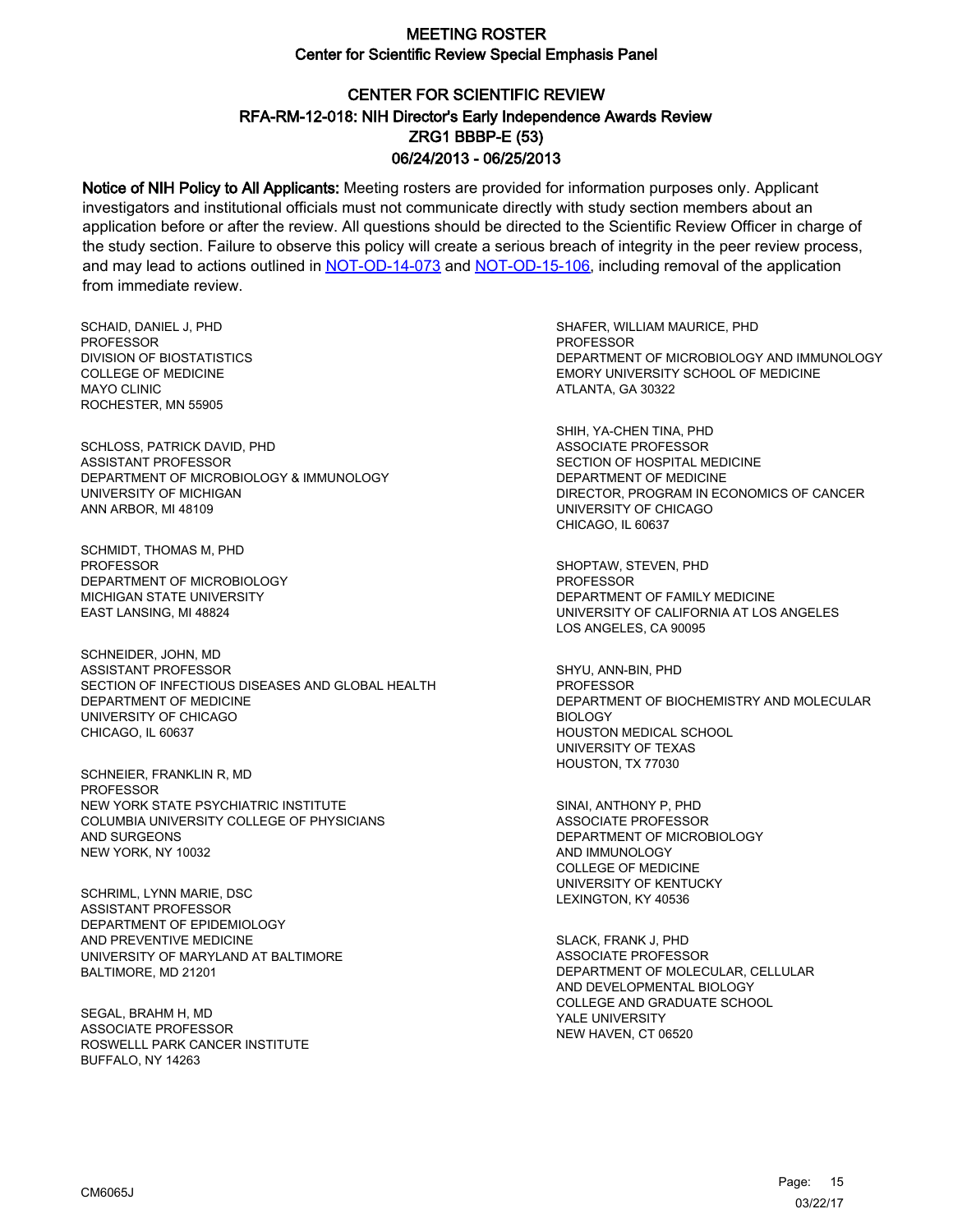# MEETING ROSTER
## Center for Scientific Review Special Emphasis Panel

## CENTER FOR SCIENTIFIC REVIEW
## RFA-RM-12-018: NIH Director's Early Independence Awards Review
## ZRG1 BBBP-E (53)
## 06/24/2013 - 06/25/2013

**Notice of NIH Policy to All Applicants:** Meeting rosters are provided for information purposes only. Applicant investigators and institutional officials must not communicate directly with study section members about an application before or after the review. All questions should be directed to the Scientific Review Officer in charge of the study section. Failure to observe this policy will create a serious breach of integrity in the peer review process, and may lead to actions outlined in NOT-OD-14-073 and NOT-OD-15-106, including removal of the application from immediate review.

SCHAID, DANIEL J, PHD
PROFESSOR
DIVISION OF BIOSTATISTICS
COLLEGE OF MEDICINE
MAYO CLINIC
ROCHESTER, MN 55905

SCHLOSS, PATRICK DAVID, PHD
ASSISTANT PROFESSOR
DEPARTMENT OF MICROBIOLOGY & IMMUNOLOGY
UNIVERSITY OF MICHIGAN
ANN ARBOR, MI 48109

SCHMIDT, THOMAS M, PHD
PROFESSOR
DEPARTMENT OF MICROBIOLOGY
MICHIGAN STATE UNIVERSITY
EAST LANSING, MI 48824

SCHNEIDER, JOHN, MD
ASSISTANT PROFESSOR
SECTION OF INFECTIOUS DISEASES AND GLOBAL HEALTH
DEPARTMENT OF MEDICINE
UNIVERSITY OF CHICAGO
CHICAGO, IL 60637

SCHNEIER, FRANKLIN R, MD
PROFESSOR
NEW YORK STATE PSYCHIATRIC INSTITUTE
COLUMBIA UNIVERSITY COLLEGE OF PHYSICIANS
AND SURGEONS
NEW YORK, NY 10032

SCHRIML, LYNN MARIE, DSC
ASSISTANT PROFESSOR
DEPARTMENT OF EPIDEMIOLOGY
AND PREVENTIVE MEDICINE
UNIVERSITY OF MARYLAND AT BALTIMORE
BALTIMORE, MD 21201

SEGAL, BRAHM H, MD
ASSOCIATE PROFESSOR
ROSWELLL PARK CANCER INSTITUTE
BUFFALO, NY 14263

SHAFER, WILLIAM MAURICE, PHD
PROFESSOR
DEPARTMENT OF MICROBIOLOGY AND IMMUNOLOGY
EMORY UNIVERSITY SCHOOL OF MEDICINE
ATLANTA, GA 30322

SHIH, YA-CHEN TINA, PHD
ASSOCIATE PROFESSOR
SECTION OF HOSPITAL MEDICINE
DEPARTMENT OF MEDICINE
DIRECTOR, PROGRAM IN ECONOMICS OF CANCER
UNIVERSITY OF CHICAGO
CHICAGO, IL 60637

SHOPTAW, STEVEN, PHD
PROFESSOR
DEPARTMENT OF FAMILY MEDICINE
UNIVERSITY OF CALIFORNIA AT LOS ANGELES
LOS ANGELES, CA 90095

SHYU, ANN-BIN, PHD
PROFESSOR
DEPARTMENT OF BIOCHEMISTRY AND MOLECULAR
BIOLOGY
HOUSTON MEDICAL SCHOOL
UNIVERSITY OF TEXAS
HOUSTON, TX 77030

SINAI, ANTHONY P, PHD
ASSOCIATE PROFESSOR
DEPARTMENT OF MICROBIOLOGY
AND IMMUNOLOGY
COLLEGE OF MEDICINE
UNIVERSITY OF KENTUCKY
LEXINGTON, KY 40536

SLACK, FRANK J, PHD
ASSOCIATE PROFESSOR
DEPARTMENT OF MOLECULAR, CELLULAR
AND DEVELOPMENTAL BIOLOGY
COLLEGE AND GRADUATE SCHOOL
YALE UNIVERSITY
NEW HAVEN, CT 06520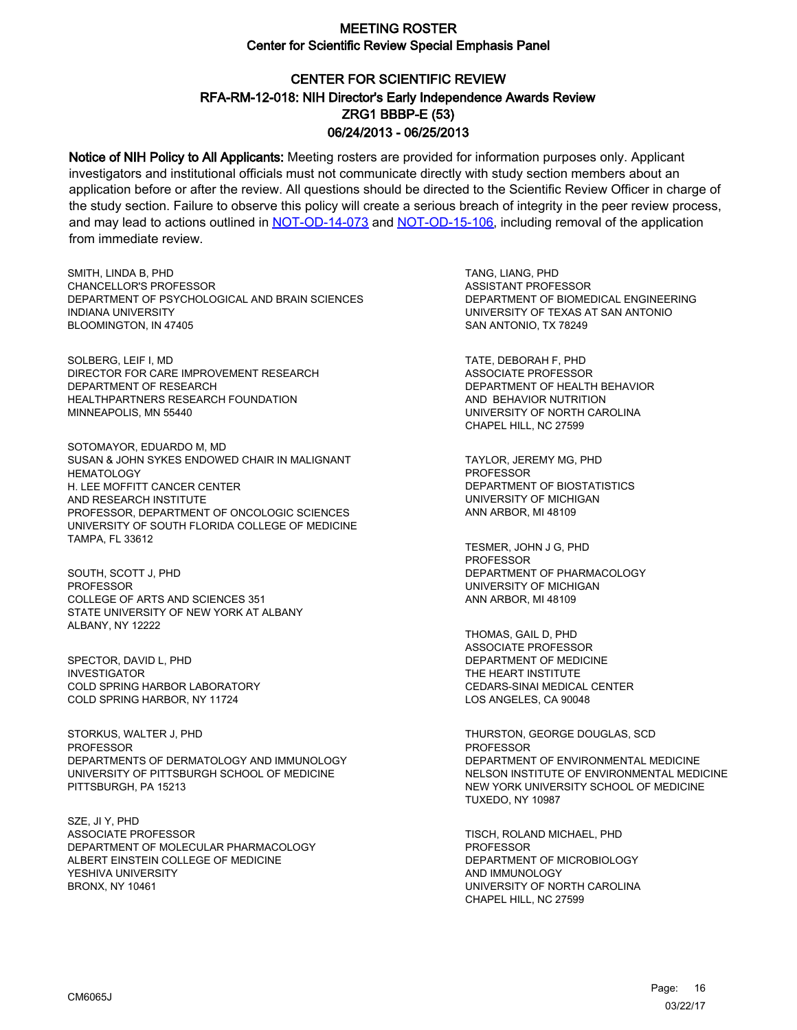# MEETING ROSTER

## Center for Scientific Review Special Emphasis Panel

## CENTER FOR SCIENTIFIC REVIEW
## RFA-RM-12-018: NIH Director's Early Independence Awards Review
## ZRG1 BBBP-E (53)
## 06/24/2013 - 06/25/2013

**Notice of NIH Policy to All Applicants:** Meeting rosters are provided for information purposes only. Applicant investigators and institutional officials must not communicate directly with study section members about an application before or after the review. All questions should be directed to the Scientific Review Officer in charge of the study section. Failure to observe this policy will create a serious breach of integrity in the peer review process, and may lead to actions outlined in NOT-OD-14-073 and NOT-OD-15-106, including removal of the application from immediate review.

SMITH, LINDA B, PHD
CHANCELLOR'S PROFESSOR
DEPARTMENT OF PSYCHOLOGICAL AND BRAIN SCIENCES
INDIANA UNIVERSITY
BLOOMINGTON, IN 47405

SOLBERG, LEIF I, MD
DIRECTOR FOR CARE IMPROVEMENT RESEARCH
DEPARTMENT OF RESEARCH
HEALTHPARTNERS RESEARCH FOUNDATION
MINNEAPOLIS, MN 55440

SOTOMAYOR, EDUARDO M, MD
SUSAN & JOHN SYKES ENDOWED CHAIR IN MALIGNANT HEMATOLOGY
H. LEE MOFFITT CANCER CENTER
AND RESEARCH INSTITUTE
PROFESSOR, DEPARTMENT OF ONCOLOGIC SCIENCES
UNIVERSITY OF SOUTH FLORIDA COLLEGE OF MEDICINE
TAMPA, FL 33612

SOUTH, SCOTT J, PHD
PROFESSOR
COLLEGE OF ARTS AND SCIENCES 351
STATE UNIVERSITY OF NEW YORK AT ALBANY
ALBANY, NY 12222

SPECTOR, DAVID L, PHD
INVESTIGATOR
COLD SPRING HARBOR LABORATORY
COLD SPRING HARBOR, NY 11724

STORKUS, WALTER J, PHD
PROFESSOR
DEPARTMENTS OF DERMATOLOGY AND IMMUNOLOGY
UNIVERSITY OF PITTSBURGH SCHOOL OF MEDICINE
PITTSBURGH, PA 15213

SZE, JI Y, PHD
ASSOCIATE PROFESSOR
DEPARTMENT OF MOLECULAR PHARMACOLOGY
ALBERT EINSTEIN COLLEGE OF MEDICINE
YESHIVA UNIVERSITY
BRONX, NY 10461

TANG, LIANG, PHD
ASSISTANT PROFESSOR
DEPARTMENT OF BIOMEDICAL ENGINEERING
UNIVERSITY OF TEXAS AT SAN ANTONIO
SAN ANTONIO, TX 78249

TATE, DEBORAH F, PHD
ASSOCIATE PROFESSOR
DEPARTMENT OF HEALTH BEHAVIOR
AND BEHAVIOR NUTRITION
UNIVERSITY OF NORTH CAROLINA
CHAPEL HILL, NC 27599

TAYLOR, JEREMY MG, PHD
PROFESSOR
DEPARTMENT OF BIOSTATISTICS
UNIVERSITY OF MICHIGAN
ANN ARBOR, MI 48109

TESMER, JOHN J G, PHD
PROFESSOR
DEPARTMENT OF PHARMACOLOGY
UNIVERSITY OF MICHIGAN
ANN ARBOR, MI 48109

THOMAS, GAIL D, PHD
ASSOCIATE PROFESSOR
DEPARTMENT OF MEDICINE
THE HEART INSTITUTE
CEDARS-SINAI MEDICAL CENTER
LOS ANGELES, CA 90048

THURSTON, GEORGE DOUGLAS, SCD
PROFESSOR
DEPARTMENT OF ENVIRONMENTAL MEDICINE
NELSON INSTITUTE OF ENVIRONMENTAL MEDICINE
NEW YORK UNIVERSITY SCHOOL OF MEDICINE
TUXEDO, NY 10987

TISCH, ROLAND MICHAEL, PHD
PROFESSOR
DEPARTMENT OF MICROBIOLOGY
AND IMMUNOLOGY
UNIVERSITY OF NORTH CAROLINA
CHAPEL HILL, NC 27599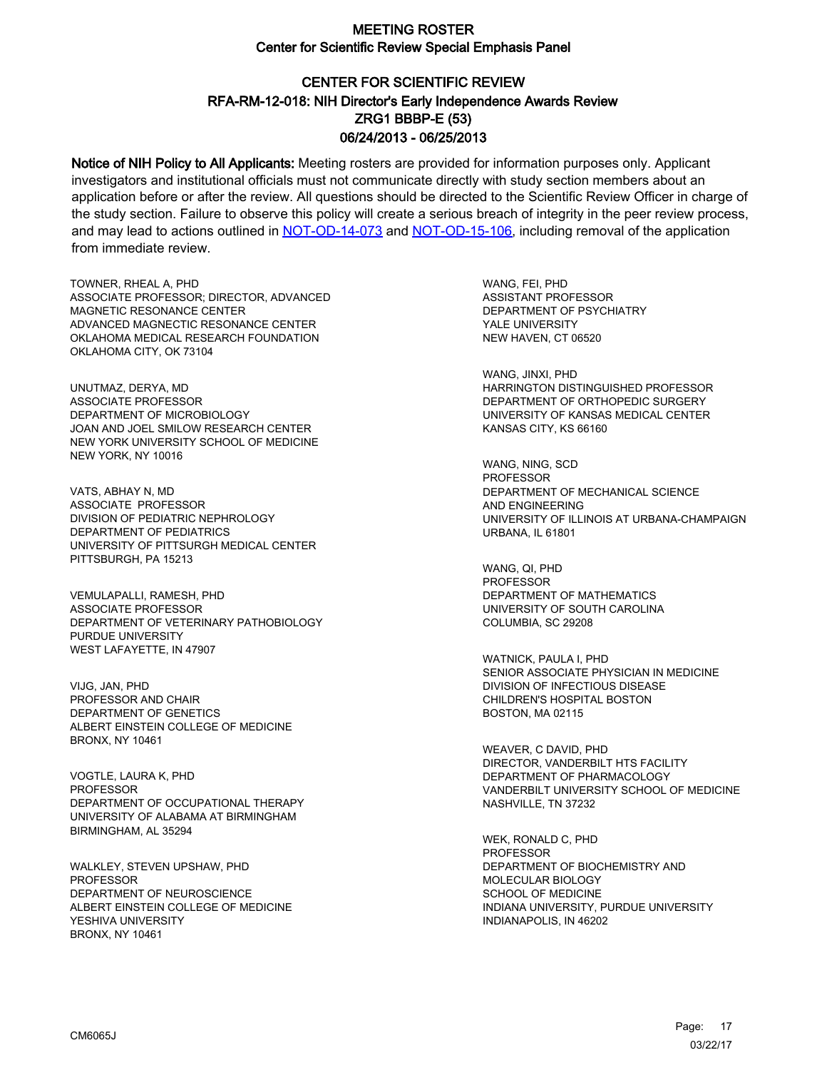# MEETING ROSTER
## Center for Scientific Review Special Emphasis Panel

### CENTER FOR SCIENTIFIC REVIEW
### RFA-RM-12-018: NIH Director's Early Independence Awards Review
### ZRG1 BBBP-E (53)
### 06/24/2013 - 06/25/2013

**Notice of NIH Policy to All Applicants:** Meeting rosters are provided for information purposes only. Applicant investigators and institutional officials must not communicate directly with study section members about an application before or after the review. All questions should be directed to the Scientific Review Officer in charge of the study section. Failure to observe this policy will create a serious breach of integrity in the peer review process, and may lead to actions outlined in NOT-OD-14-073 and NOT-OD-15-106, including removal of the application from immediate review.

TOWNER, RHEAL A, PHD
ASSOCIATE PROFESSOR; DIRECTOR, ADVANCED MAGNETIC RESONANCE CENTER
ADVANCED MAGNECTIC RESONANCE CENTER
OKLAHOMA MEDICAL RESEARCH FOUNDATION
OKLAHOMA CITY, OK 73104

UNUTMAZ, DERYA, MD
ASSOCIATE PROFESSOR
DEPARTMENT OF MICROBIOLOGY
JOAN AND JOEL SMILOW RESEARCH CENTER
NEW YORK UNIVERSITY SCHOOL OF MEDICINE
NEW YORK, NY 10016

VATS, ABHAY N, MD
ASSOCIATE PROFESSOR
DIVISION OF PEDIATRIC NEPHROLOGY
DEPARTMENT OF PEDIATRICS
UNIVERSITY OF PITTSURGH MEDICAL CENTER
PITTSBURGH, PA 15213

VEMULAPALLI, RAMESH, PHD
ASSOCIATE PROFESSOR
DEPARTMENT OF VETERINARY PATHOBIOLOGY
PURDUE UNIVERSITY
WEST LAFAYETTE, IN 47907

VIJG, JAN, PHD
PROFESSOR AND CHAIR
DEPARTMENT OF GENETICS
ALBERT EINSTEIN COLLEGE OF MEDICINE
BRONX, NY 10461

VOGTLE, LAURA K, PHD
PROFESSOR
DEPARTMENT OF OCCUPATIONAL THERAPY
UNIVERSITY OF ALABAMA AT BIRMINGHAM
BIRMINGHAM, AL 35294

WALKLEY, STEVEN UPSHAW, PHD
PROFESSOR
DEPARTMENT OF NEUROSCIENCE
ALBERT EINSTEIN COLLEGE OF MEDICINE
YESHIVA UNIVERSITY
BRONX, NY 10461

WANG, FEI, PHD
ASSISTANT PROFESSOR
DEPARTMENT OF PSYCHIATRY
YALE UNIVERSITY
NEW HAVEN, CT 06520

WANG, JINXI, PHD
HARRINGTON DISTINGUISHED PROFESSOR
DEPARTMENT OF ORTHOPEDIC SURGERY
UNIVERSITY OF KANSAS MEDICAL CENTER
KANSAS CITY, KS 66160

WANG, NING, SCD
PROFESSOR
DEPARTMENT OF MECHANICAL SCIENCE AND ENGINEERING
UNIVERSITY OF ILLINOIS AT URBANA-CHAMPAIGN
URBANA, IL 61801

WANG, QI, PHD
PROFESSOR
DEPARTMENT OF MATHEMATICS
UNIVERSITY OF SOUTH CAROLINA
COLUMBIA, SC 29208

WATNICK, PAULA I, PHD
SENIOR ASSOCIATE PHYSICIAN IN MEDICINE
DIVISION OF INFECTIOUS DISEASE
CHILDREN'S HOSPITAL BOSTON
BOSTON, MA 02115

WEAVER, C DAVID, PHD
DIRECTOR, VANDERBILT HTS FACILITY
DEPARTMENT OF PHARMACOLOGY
VANDERBILT UNIVERSITY SCHOOL OF MEDICINE
NASHVILLE, TN 37232

WEK, RONALD C, PHD
PROFESSOR
DEPARTMENT OF BIOCHEMISTRY AND MOLECULAR BIOLOGY
SCHOOL OF MEDICINE
INDIANA UNIVERSITY, PURDUE UNIVERSITY
INDIANAPOLIS, IN 46202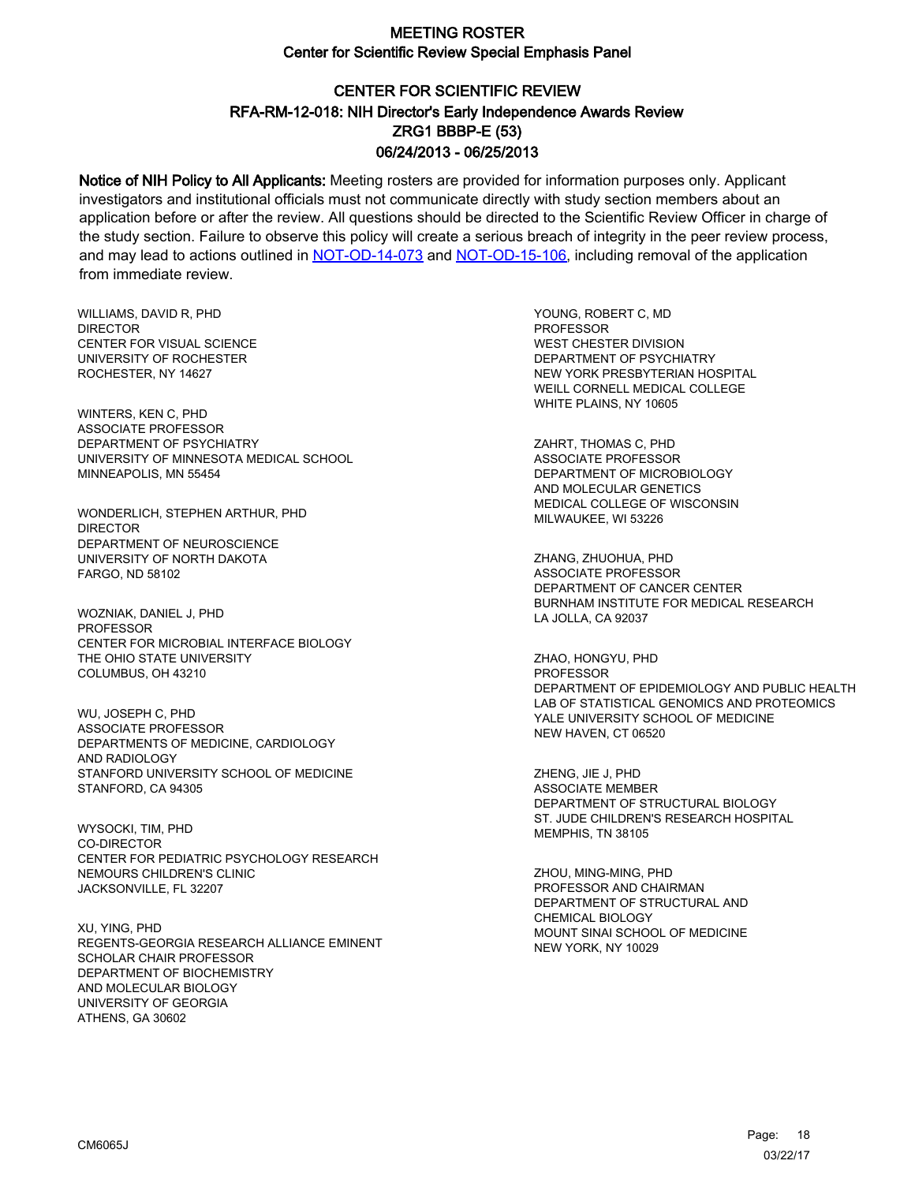# MEETING ROSTER

## Center for Scientific Review Special Emphasis Panel

## CENTER FOR SCIENTIFIC REVIEW
## RFA-RM-12-018: NIH Director's Early Independence Awards Review
## ZRG1 BBBP-E (53)
## 06/24/2013 - 06/25/2013

**Notice of NIH Policy to All Applicants:** Meeting rosters are provided for information purposes only. Applicant investigators and institutional officials must not communicate directly with study section members about an application before or after the review. All questions should be directed to the Scientific Review Officer in charge of the study section. Failure to observe this policy will create a serious breach of integrity in the peer review process, and may lead to actions outlined in NOT-OD-14-073 and NOT-OD-15-106, including removal of the application from immediate review.

WILLIAMS, DAVID R, PHD
DIRECTOR
CENTER FOR VISUAL SCIENCE
UNIVERSITY OF ROCHESTER
ROCHESTER, NY 14627

WINTERS, KEN C, PHD
ASSOCIATE PROFESSOR
DEPARTMENT OF PSYCHIATRY
UNIVERSITY OF MINNESOTA MEDICAL SCHOOL
MINNEAPOLIS, MN 55454

WONDERLICH, STEPHEN ARTHUR, PHD
DIRECTOR
DEPARTMENT OF NEUROSCIENCE
UNIVERSITY OF NORTH DAKOTA
FARGO, ND 58102

WOZNIAK, DANIEL J, PHD
PROFESSOR
CENTER FOR MICROBIAL INTERFACE BIOLOGY
THE OHIO STATE UNIVERSITY
COLUMBUS, OH 43210

WU, JOSEPH C, PHD
ASSOCIATE PROFESSOR
DEPARTMENTS OF MEDICINE, CARDIOLOGY
AND RADIOLOGY
STANFORD UNIVERSITY SCHOOL OF MEDICINE
STANFORD, CA 94305

WYSOCKI, TIM, PHD
CO-DIRECTOR
CENTER FOR PEDIATRIC PSYCHOLOGY RESEARCH
NEMOURS CHILDREN'S CLINIC
JACKSONVILLE, FL 32207

XU, YING, PHD
REGENTS-GEORGIA RESEARCH ALLIANCE EMINENT
SCHOLAR CHAIR PROFESSOR
DEPARTMENT OF BIOCHEMISTRY
AND MOLECULAR BIOLOGY
UNIVERSITY OF GEORGIA
ATHENS, GA 30602

YOUNG, ROBERT C, MD
PROFESSOR
WEST CHESTER DIVISION
DEPARTMENT OF PSYCHIATRY
NEW YORK PRESBYTERIAN HOSPITAL
WEILL CORNELL MEDICAL COLLEGE
WHITE PLAINS, NY 10605

ZAHRT, THOMAS C, PHD
ASSOCIATE PROFESSOR
DEPARTMENT OF MICROBIOLOGY
AND MOLECULAR GENETICS
MEDICAL COLLEGE OF WISCONSIN
MILWAUKEE, WI 53226

ZHANG, ZHUOHUA, PHD
ASSOCIATE PROFESSOR
DEPARTMENT OF CANCER CENTER
BURNHAM INSTITUTE FOR MEDICAL RESEARCH
LA JOLLA, CA 92037

ZHAO, HONGYU, PHD
PROFESSOR
DEPARTMENT OF EPIDEMIOLOGY AND PUBLIC HEALTH
LAB OF STATISTICAL GENOMICS AND PROTEOMICS
YALE UNIVERSITY SCHOOL OF MEDICINE
NEW HAVEN, CT 06520

ZHENG, JIE J, PHD
ASSOCIATE MEMBER
DEPARTMENT OF STRUCTURAL BIOLOGY
ST. JUDE CHILDREN'S RESEARCH HOSPITAL
MEMPHIS, TN 38105

ZHOU, MING-MING, PHD
PROFESSOR AND CHAIRMAN
DEPARTMENT OF STRUCTURAL AND
CHEMICAL BIOLOGY
MOUNT SINAI SCHOOL OF MEDICINE
NEW YORK, NY 10029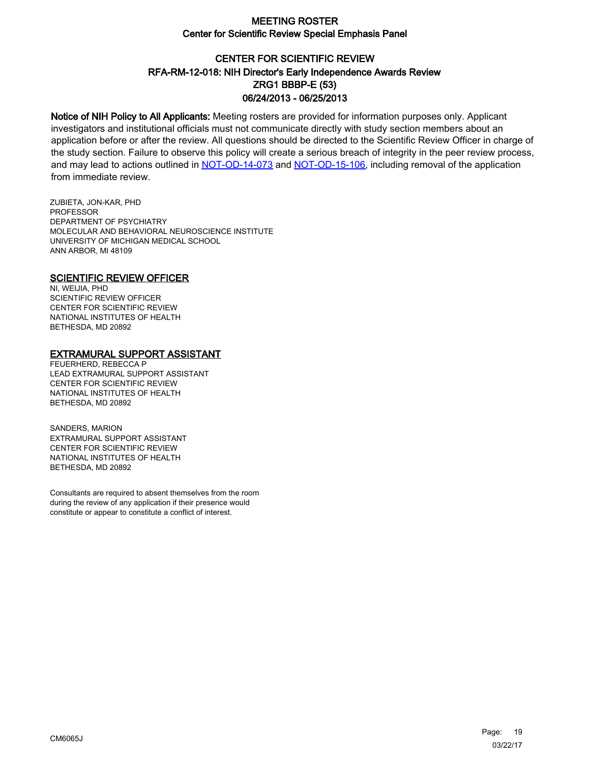# MEETING ROSTER
## Center for Scientific Review Special Emphasis Panel

## CENTER FOR SCIENTIFIC REVIEW
## RFA-RM-12-018: NIH Director's Early Independence Awards Review
## ZRG1 BBBP-E (53)
## 06/24/2013 - 06/25/2013

**Notice of NIH Policy to All Applicants:** Meeting rosters are provided for information purposes only. Applicant investigators and institutional officials must not communicate directly with study section members about an application before or after the review. All questions should be directed to the Scientific Review Officer in charge of the study section. Failure to observe this policy will create a serious breach of integrity in the peer review process, and may lead to actions outlined in NOT-OD-14-073 and NOT-OD-15-106, including removal of the application from immediate review.

ZUBIETA, JON-KAR, PHD
PROFESSOR
DEPARTMENT OF PSYCHIATRY
MOLECULAR AND BEHAVIORAL NEUROSCIENCE INSTITUTE
UNIVERSITY OF MICHIGAN MEDICAL SCHOOL
ANN ARBOR, MI 48109

### SCIENTIFIC REVIEW OFFICER

NI, WEIJIA, PHD
SCIENTIFIC REVIEW OFFICER
CENTER FOR SCIENTIFIC REVIEW
NATIONAL INSTITUTES OF HEALTH
BETHESDA, MD 20892

### EXTRAMURAL SUPPORT ASSISTANT

FEUERHERD, REBECCA P
LEAD EXTRAMURAL SUPPORT ASSISTANT
CENTER FOR SCIENTIFIC REVIEW
NATIONAL INSTITUTES OF HEALTH
BETHESDA, MD 20892

SANDERS, MARION
EXTRAMURAL SUPPORT ASSISTANT
CENTER FOR SCIENTIFIC REVIEW
NATIONAL INSTITUTES OF HEALTH
BETHESDA, MD 20892

Consultants are required to absent themselves from the room during the review of any application if their presence would constitute or appear to constitute a conflict of interest.